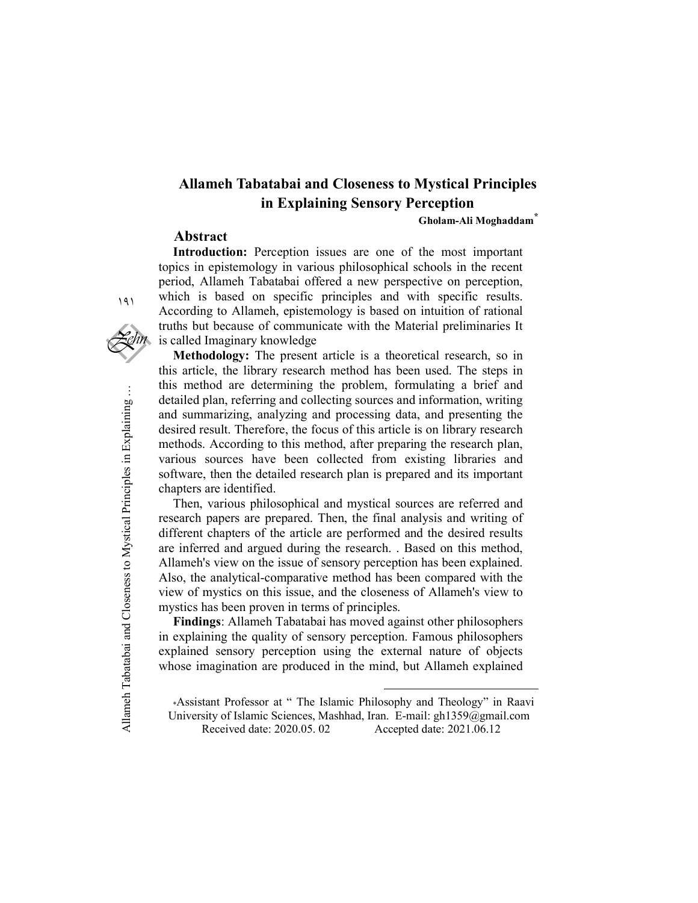# Allameh Tabatabai and Closeness to Mystical Principles in Explaining Sensory Perception

**Gholam-Ali Moghaddam***

## Abstract

**Introduction:** Perception issues are one of the most important topics in epistemology in various philosophical schools in the recent period, Allameh Tabatabai offered a new perspective on perception, which is based on specific principles and with specific results. According to Allameh, epistemology is based on intuition of rational truths but because of communicate with the Material preliminaries It is called Imaginary knowledge

**Methodology:** The present article is a theoretical research, so in this article, the library research method has been used. The steps in this method are determining the problem, formulating a brief and detailed plan, referring and collecting sources and information, writing and summarizing, analyzing and processing data, and presenting the desired result. Therefore, the focus of this article is on library research methods. According to this method, after preparing the research plan, various sources have been collected from existing libraries and software, then the detailed research plan is prepared and its important chapters are identified.

Then, various philosophical and mystical sources are referred and research papers are prepared. Then, the final analysis and writing of different chapters of the article are performed and the desired results are inferred and argued during the research. . Based on this method, Allameh's view on the issue of sensory perception has been explained. Also, the analytical-comparative method has been compared with the view of mystics on this issue, and the closeness of Allameh's view to mystics has been proven in terms of principles.

**Findings**: Allameh Tabatabai has moved against other philosophers in explaining the quality of sensory perception. Famous philosophers explained sensory perception using the external nature of objects whose imagination are produced in the mind, but Allameh explained

---

*Assistant Professor at " The Islamic Philosophy and Theology" in Raavi University of Islamic Sciences, Mashhad, Iran. E-mail: gh1359@gmail.com
Received date: 2020.05. 02 Accepted date: 2021.06.12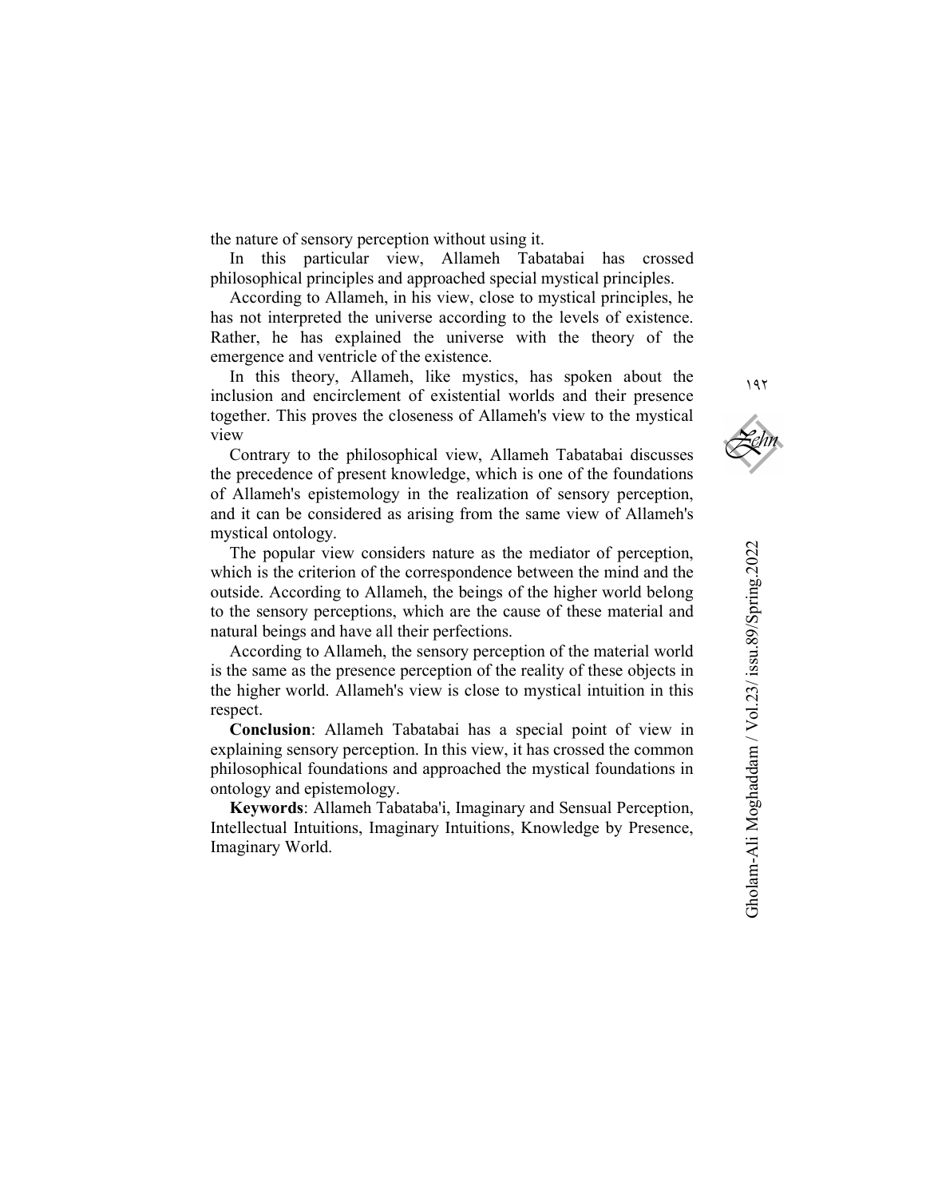the nature of sensory perception without using it.

In this particular view, Allameh Tabatabai has crossed philosophical principles and approached special mystical principles.

According to Allameh, in his view, close to mystical principles, he has not interpreted the universe according to the levels of existence. Rather, he has explained the universe with the theory of the emergence and ventricle of the existence.

In this theory, Allameh, like mystics, has spoken about the inclusion and encirclement of existential worlds and their presence together. This proves the closeness of Allameh's view to the mystical view

Contrary to the philosophical view, Allameh Tabatabai discusses the precedence of present knowledge, which is one of the foundations of Allameh's epistemology in the realization of sensory perception, and it can be considered as arising from the same view of Allameh's mystical ontology.

The popular view considers nature as the mediator of perception, which is the criterion of the correspondence between the mind and the outside. According to Allameh, the beings of the higher world belong to the sensory perceptions, which are the cause of these material and natural beings and have all their perfections.

According to Allameh, the sensory perception of the material world is the same as the presence perception of the reality of these objects in the higher world. Allameh's view is close to mystical intuition in this respect.

**Conclusion**: Allameh Tabatabai has a special point of view in explaining sensory perception. In this view, it has crossed the common philosophical foundations and approached the mystical foundations in ontology and epistemology.

**Keywords**: Allameh Tabataba'i, Imaginary and Sensual Perception, Intellectual Intuitions, Imaginary Intuitions, Knowledge by Presence, Imaginary World.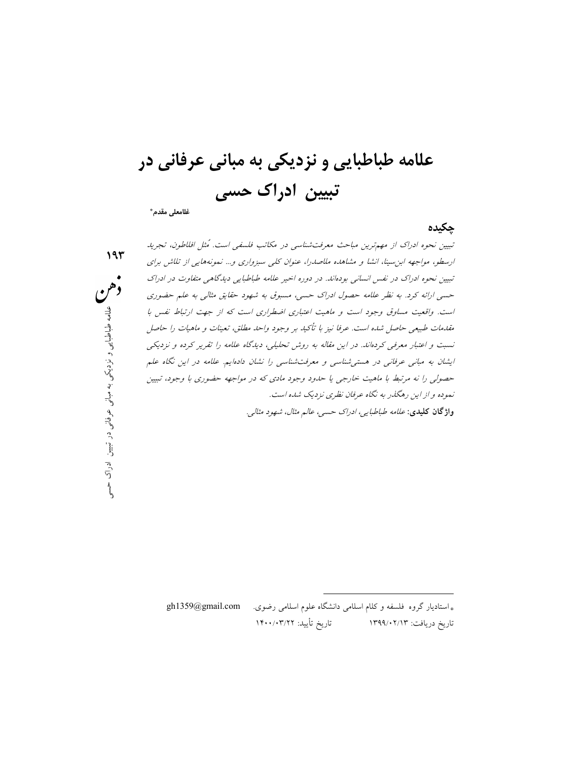# علامه طباطبایی و نزدیکی به مبانی عرفانی در تبیین ادراک حسی

**غلامعلی مقدم***

## چکیده

*تبیین نحوه ادراک از مهم‌ترین مباحث معرفت‌شناسی در مکاتب فلسفی است. مُثل افلاطون، تجرید ارسطو، مواجهه ابن‌سینا، انشا و مشاهده ملاصدرا، عنوان کلی سبزواری و... نمونه‌هایی از تلاش برای تبیین نحوه ادراک در نفس انسانی بوده‌اند. در دوره اخیر علامه طباطبایی دیدگاهی متفاوت در ادراک حسی ارائه کرد. به نظر علامه حصول ادراک حسی، مسبوق به شهود حقایق مثالی به علم حضوری است. واقعیت مساوق وجود است و ماهیت اعتباری اضطراری است که از جهت ارتباط نفس با مقدمات طبیعی حاصل شده است. عرفا نیز با تأکید بر وجود واحد مطلق، تعینات و ماهیات را حاصل نسبت و اعتبار معرفی کرده‌اند. در این مقاله به روش تحلیلی، دیدگاه علامه را تقریر کرده و نزدیکی ایشان به مبانی عرفانی در هستی‌شناسی و معرفت‌شناسی را نشان داده‌ایم. علامه در این نگاه علم حصولی را نه مرتبط با ماهیت خارجی یا حدود وجود مادی که در مواجهه حضوری با وجود، تبیین نموده و از این رهگذر به نگاه عرفان نظری نزدیک شده است.*

**واژگان کلیدی:** *علامه طباطبایی، ادراک حسی، عالم مثال، شهود مثالی.*

---

* استادیار گروه فلسفه و کلام اسلامی دانشگاه علوم اسلامی رضوی. gh1359@gmail.com

تاریخ دریافت: ۱۳۹۹/۰۲/۱۳ تاریخ تأیید: ۱۴۰۰/۰۳/۲۲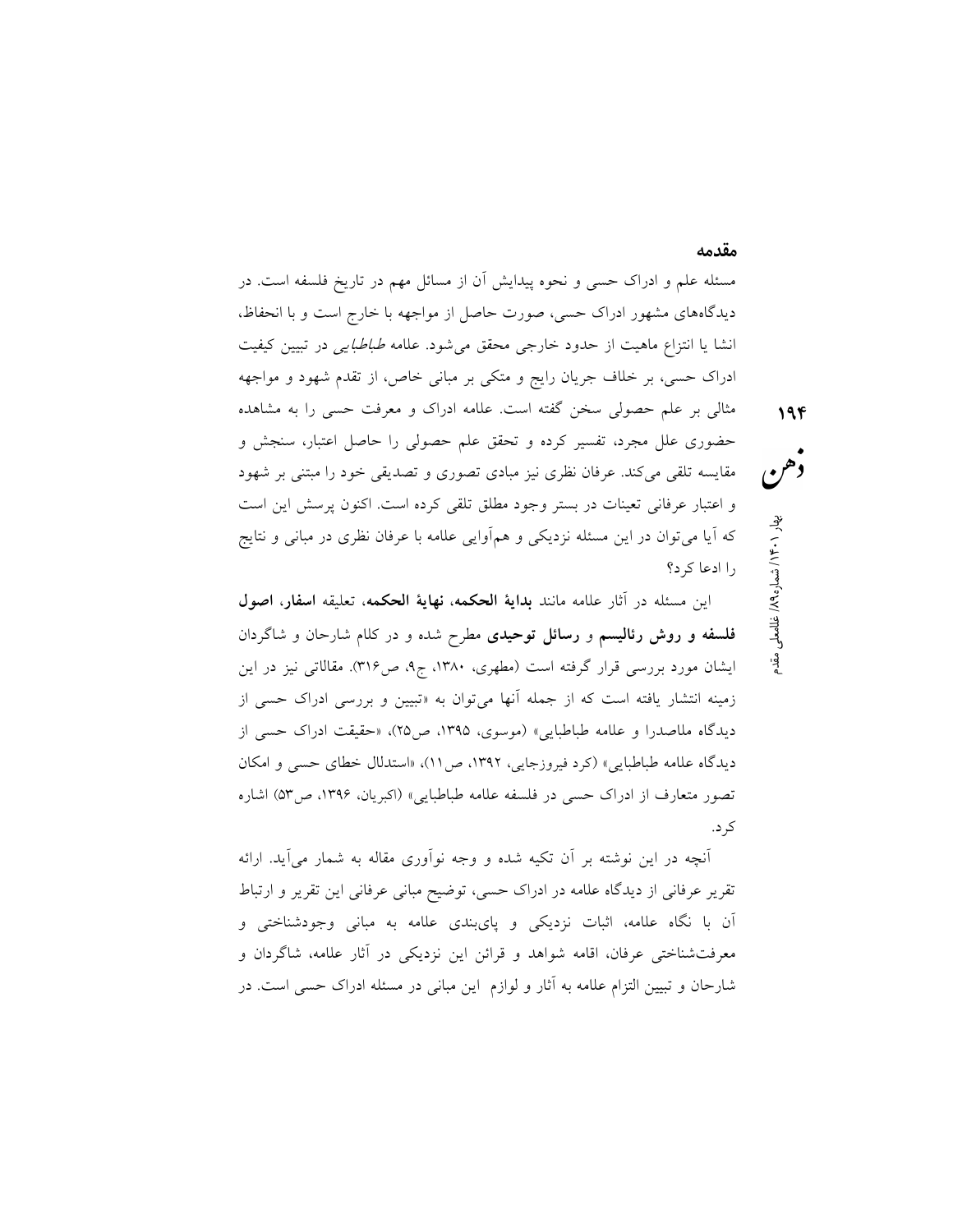## مقدمه

مسئله علم و ادراک حسی و نحوه پیدایش آن از مسائل مهم در تاریخ فلسفه است. در دیدگاه‌های مشهور ادراک حسی، صورت حاصل از مواجهه با خارج است و با انحفاظ، انشا یا انتزاع ماهیت از حدود خارجی محقق می‌شود. علامه *طباطبایی* در تبیین کیفیت ادراک حسی، بر خلاف جریان رایج و متکی بر مبانی خاص، از تقدم شهود و مواجهه مثالی بر علم حصولی سخن گفته است. علامه ادراک و معرفت حسی را به مشاهده حضوری علل مجرد، تفسیر کرده و تحقق علم حصولی را حاصل اعتبار، سنجش و مقایسه تلقی می‌کند. عرفان نظری نیز مبادی تصوری و تصدیقی خود را مبتنی بر شهود و اعتبار عرفانی تعینات در بستر وجود مطلق تلقی کرده است. اکنون پرسش این است که آیا می‌توان در این مسئله نزدیکی و هم‌آوایی علامه با عرفان نظری در مبانی و نتایج را ادعا کرد؟

این مسئله در آثار علامه مانند **بدایة الحکمه**، **نهایة الحکمه**، تعلیقه **اسفار**، **اصول فلسفه و روش رئالیسم** و **رسائل توحیدی** مطرح شده و در کلام شارحان و شاگردان ایشان مورد بررسی قرار گرفته است (مطهری، ۱۳۸۰، ج۹، ص۳۱۶). مقالاتی نیز در این زمینه انتشار یافته است که از جمله آنها می‌توان به «تبیین و بررسی ادراک حسی از دیدگاه ملاصدرا و علامه طباطبایی» (موسوی، ۱۳۹۵، ص۲۵)، «حقیقت ادراک حسی از دیدگاه علامه طباطبایی» (کرد فیروزجایی، ۱۳۹۲، ص۱۱)، «استدلال خطای حسی و امکان تصور متعارف از ادراک حسی در فلسفه علامه طباطبایی» (اکبریان، ۱۳۹۶، ص۵۳) اشاره کرد.

آنچه در این نوشته بر آن تکیه شده و وجه نوآوری مقاله به شمار می‌آید. ارائه تقریر عرفانی از دیدگاه علامه در ادراک حسی، توضیح مبانی عرفانی این تقریر و ارتباط آن با نگاه علامه، اثبات نزدیکی و پایبندی علامه به مبانی وجودشناختی و معرفت‌شناختی عرفان، اقامه شواهد و قرائن این نزدیکی در آثار علامه، شاگردان و شارحان و تبیین التزام علامه به آثار و لوازم این مبانی در مسئله ادراک حسی است. در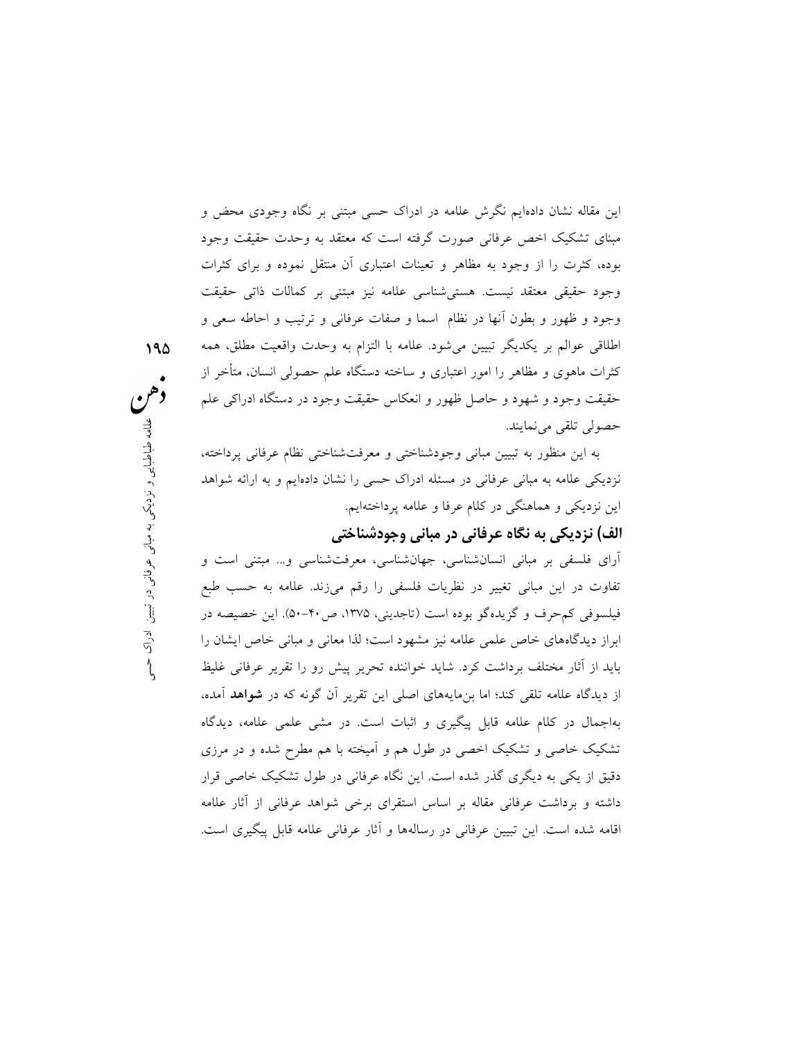این مقاله نشان داده‌ایم نگرش علامه در ادراک حسی مبتنی بر نگاه وجودی محض و مبنای تشکیک اخص عرفانی صورت گرفته است که معتقد به وحدت حقیقت وجود بوده، کثرت را از وجود به مظاهر و تعینات اعتباری آن منتقل نموده و برای کثرات وجود حقیقی معتقد نیست. هستی‌شناسی علامه نیز مبتنی بر کمالات ذاتی حقیقت وجود و ظهور و بطون آنها در نظام اسما و صفات عرفانی و ترتیب و احاطه سعی و اطلاقی عوالم بر یکدیگر تبیین می‌شود. علامه با التزام به وحدت واقعیت مطلق، همه کثرات ماهوی و مظاهر را امور اعتباری و ساخته دستگاه علم حصولی انسان، متأخر از حقیقت وجود و شهود و حاصل ظهور و انعکاس حقیقت وجود در دستگاه ادراکی علم حصولی تلقی می‌نمایند.

به این منظور به تبیین مبانی وجودشناختی و معرفت‌شناختی نظام عرفانی پرداخته، نزدیکی علامه به مبانی عرفانی در مسئله ادراک حسی را نشان داده‌ایم و به ارائه شواهد این نزدیکی و هماهنگی در کلام عرفا و علامه پرداخته‌ایم.

## الف) نزدیکی به نگاه عرفانی در مبانی وجودشناختی

آرای فلسفی بر مبانی انسان‌شناسی، جهان‌شناسی، معرفت‌شناسی و... مبتنی است و تفاوت در این مبانی تغییر در نظریات فلسفی را رقم می‌زند. علامه به حسب طبع فیلسوفی کم‌حرف و گزیده‌گو بوده است (تاجدینی، ۱۳۷۵، ص۴۰-۵۰). این خصیصه در ابراز دیدگاه‌های خاص علمی علامه نیز مشهود است؛ لذا معانی و مبانی خاص ایشان را باید از آثار مختلف برداشت کرد. شاید خواننده تحریر پیش رو را تقریر عرفانی غلیظ از دیدگاه علامه تلقی کند؛ اما بن‌مایه‌های اصلی این تقریر آن گونه که در **شواهد** آمده، به‌اجمال در کلام علامه قابل پیگیری و اثبات است. در مشی علمی علامه، دیدگاه تشکیک خاصی و تشکیک اخصی در طول هم و آمیخته با هم مطرح شده و در مرزی دقیق از یکی به دیگری گذر شده است. این نگاه عرفانی در طول تشکیک خاصی قرار داشته و برداشت عرفانی مقاله بر اساس استقرای برخی شواهد عرفانی از آثار علامه اقامه شده است. این تبیین عرفانی در رساله‌ها و آثار عرفانی علامه قابل پیگیری است.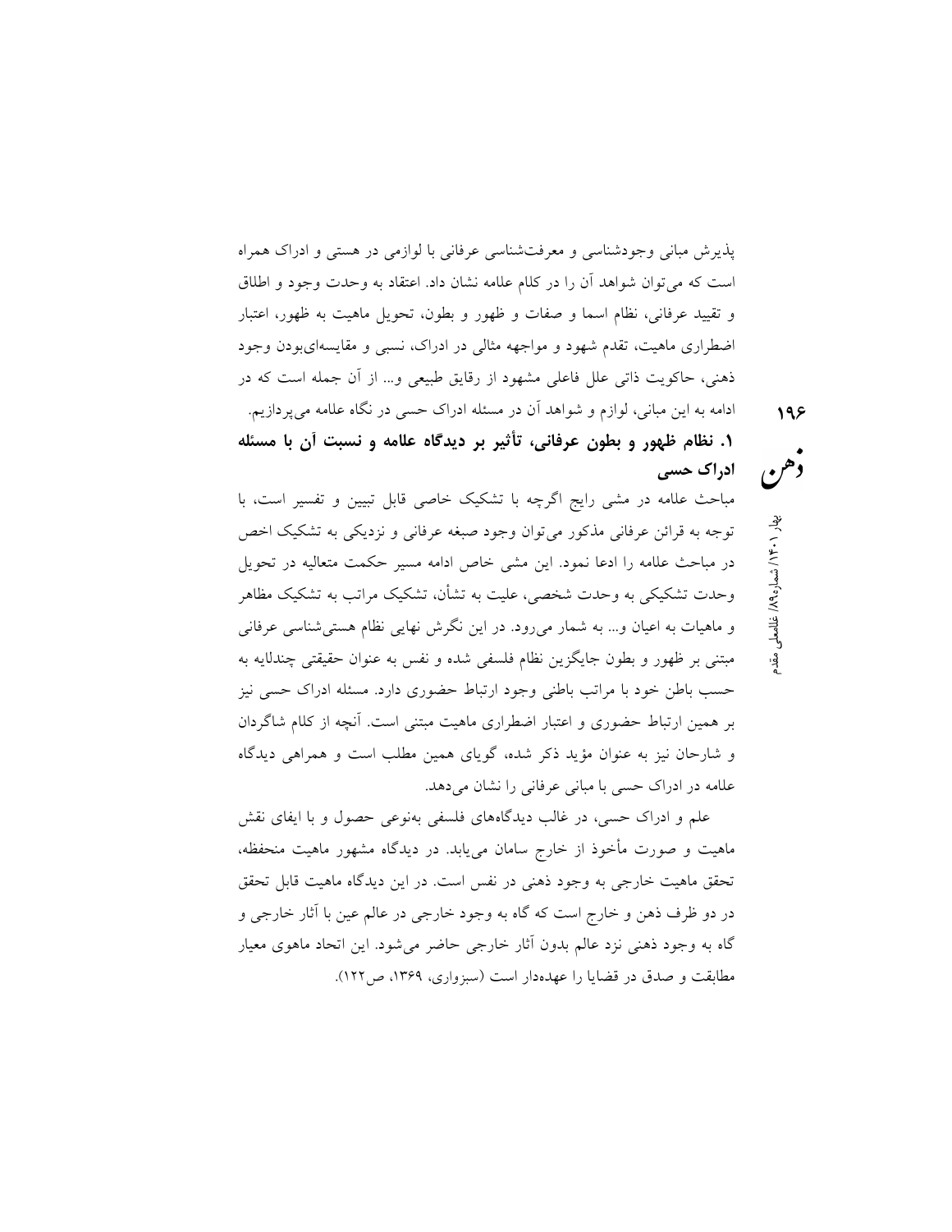پذیرش مبانی وجودشناسی و معرفت‌شناسی عرفانی با لوازمی در هستی و ادراک همراه است که می‌توان شواهد آن را در کلام علامه نشان داد. اعتقاد به وحدت وجود و اطلاق و تقیید عرفانی، نظام اسما و صفات و ظهور و بطون، تحویل ماهیت به ظهور، اعتبار اضطراری ماهیت، تقدم شهود و مواجهه مثالی در ادراک، نسبی و مقایسه‌ای‌بودن وجود ذهنی، حاکویت ذاتی علل فاعلی مشهود از رقایق طبیعی و... از آن جمله است که در ادامه به این مبانی، لوازم و شواهد آن در مسئله ادراک حسی در نگاه علامه می‌پردازیم.

## ۱. نظام ظهور و بطون عرفانی، تأثیر بر دیدگاه علامه و نسبت آن با مسئله ادراک حسی

مباحث علامه در مشی رایج اگرچه با تشکیک خاصی قابل تبیین و تفسیر است، با توجه به قرائن عرفانی مذکور می‌توان وجود صبغه عرفانی و نزدیکی به تشکیک اخص در مباحث علامه را ادعا نمود. این مشی خاص ادامه مسیر حکمت متعالیه در تحویل وحدت تشکیکی به وحدت شخصی، علیت به تشأن، تشکیک مراتب به تشکیک مظاهر و ماهیات به اعیان و... به شمار می‌رود. در این نگرش نهایی نظام هستی‌شناسی عرفانی مبتنی بر ظهور و بطون جایگزین نظام فلسفی شده و نفس به عنوان حقیقتی چندلایه به حسب باطن خود با مراتب باطنی وجود ارتباط حضوری دارد. مسئله ادراک حسی نیز بر همین ارتباط حضوری و اعتبار اضطراری ماهیت مبتنی است. آنچه از کلام شاگردان و شارحان نیز به عنوان مؤید ذکر شده، گویای همین مطلب است و همراهی دیدگاه علامه در ادراک حسی با مبانی عرفانی را نشان می‌دهد.

علم و ادراک حسی، در غالب دیدگاه‌های فلسفی به‌نوعی حصول و با ایفای نقش ماهیت و صورت مأخوذ از خارج سامان می‌یابد. در دیدگاه مشهور ماهیت منحفظه، تحقق ماهیت خارجی به وجود ذهنی در نفس است. در این دیدگاه ماهیت قابل تحقق در دو ظرف ذهن و خارج است که گاه به وجود خارجی در عالم عین با آثار خارجی و گاه به وجود ذهنی نزد عالم بدون آثار خارجی حاضر می‌شود. این اتحاد ماهوی معیار مطابقت و صدق در قضایا را عهده‌دار است (سبزواری، ۱۳۶۹، ص۱۲۲).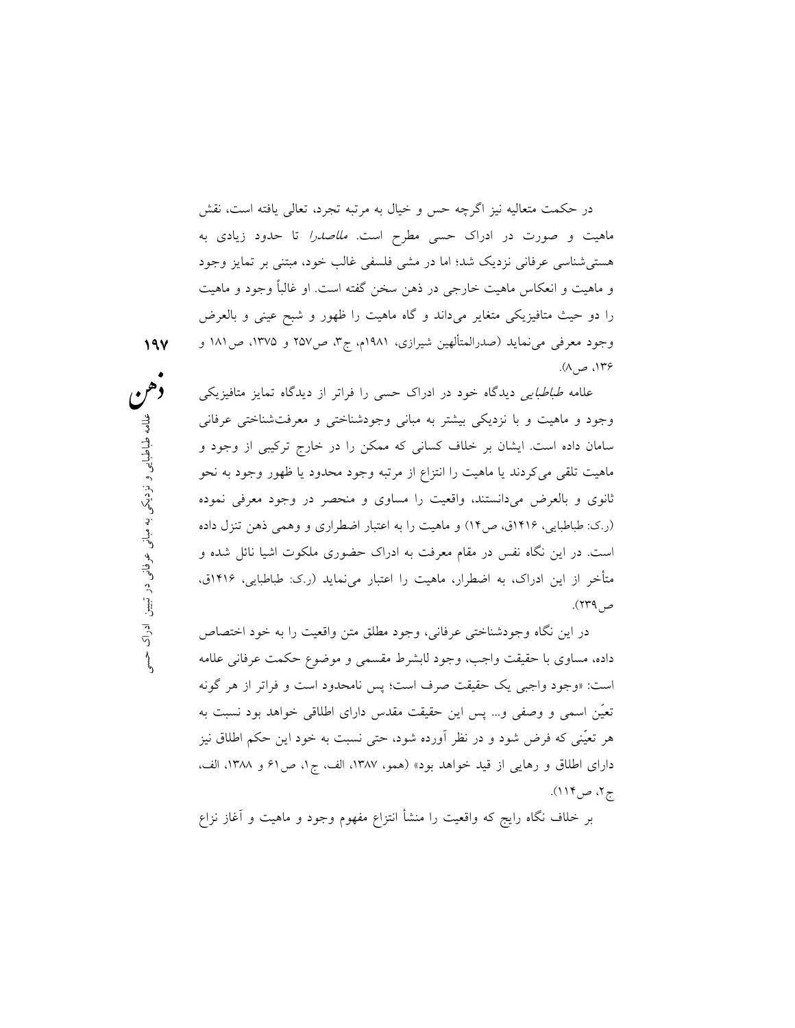در حکمت متعالیه نیز اگرچه حس و خیال به مرتبه تجرد، تعالی یافته است، نقش ماهیت و صورت در ادراک حسی مطرح است. *ملاصدرا* تا حدود زیادی به هستی‌شناسی عرفانی نزدیک شد؛ اما در مشی فلسفی غالب خود، مبتنی بر تمایز وجود و ماهیت و انعکاس ماهیت خارجی در ذهن سخن گفته است. او غالباً وجود و ماهیت را دو حیث متافیزیکی متغایر می‌داند و گاه ماهیت را ظهور و شبح عینی و بالعرض وجود معرفی می‌نماید (صدرالمتألهین شیرازی، ۱۹۸۱م، ج۳، ص۲۵۷ و ۱۳۷۵، ص۱۸۱ و ۱۳۶، ص۸).

علامه *طباطبایی* دیدگاه خود در ادراک حسی را فراتر از دیدگاه تمایز متافیزیکی وجود و ماهیت و با نزدیکی بیشتر به مبانی وجودشناختی و معرفت‌شناختی عرفانی سامان داده است. ایشان بر خلاف کسانی که ممکن را در خارج ترکیبی از وجود و ماهیت تلقی می‌کردند یا ماهیت را انتزاع از مرتبه وجود محدود یا ظهور وجود به نحو ثانوی و بالعرض می‌دانستند، واقعیت را مساوی و منحصر در وجود معرفی نموده (ر.ک: طباطبایی، ۱۴۱۶ق، ص۱۴) و ماهیت را به اعتبار اضطراری و وهمی ذهن تنزل داده است. در این نگاه نفس در مقام معرفت به ادراک حضوری ملکوت اشیا نائل شده و متأخر از این ادراک، به اضطرار، ماهیت را اعتبار می‌نماید (ر.ک: طباطبایی، ۱۴۱۶ق، ص۲۳۹).

در این نگاه وجودشناختی عرفانی، وجود مطلق متن واقعیت را به خود اختصاص داده، مساوی با حقیقت واجب، وجود لابشرط مقسمی و موضوع حکمت عرفانی علامه است: «وجود واجبی یک حقیقت صرف است؛ پس نامحدود است و فراتر از هر گونه تعیّن اسمی و وصفی و... پس این حقیقت مقدس دارای اطلاقی خواهد بود نسبت به هر تعیّنی که فرض شود و در نظر آورده شود، حتی نسبت به خود این حکم اطلاق نیز دارای اطلاق و رهایی از قید خواهد بود» (همو، ۱۳۸۷، الف، ج۱، ص۶۱ و ۱۳۸۸، الف، ج۲، ص۱۱۴).

بر خلاف نگاه رایج که واقعیت را منشأ انتزاع مفهوم وجود و ماهیت و آغاز نزاع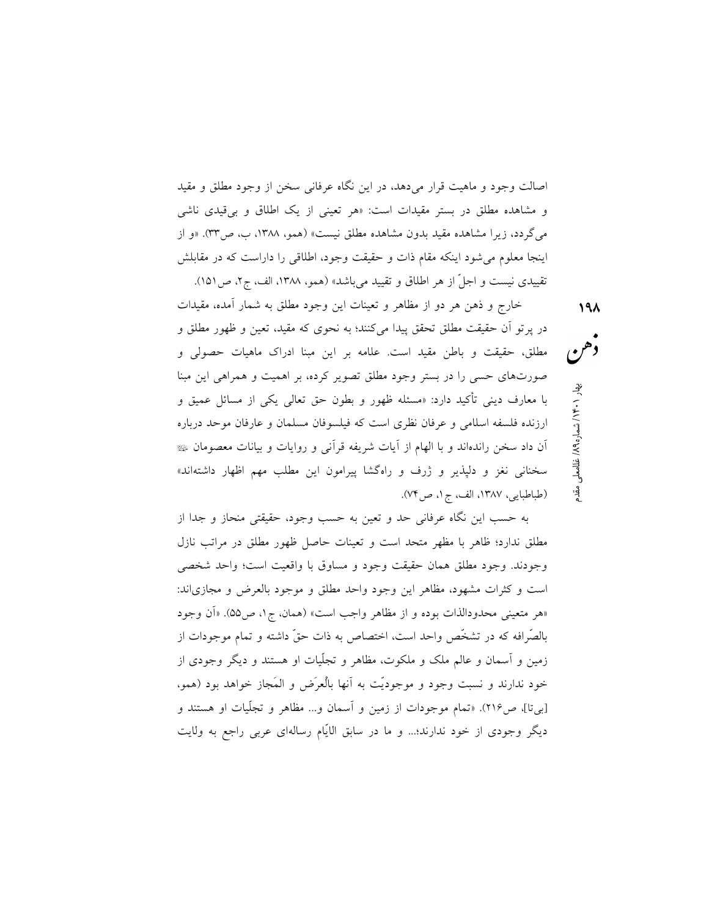اصالت وجود و ماهیت قرار می‌دهد، در این نگاه عرفانی سخن از وجود مطلق و مقید و مشاهده مطلق در بستر مقیدات است: «هر تعینی از یک اطلاق و بی‌قیدی ناشی می‌گردد، زیرا مشاهده مقید بدون مشاهده مطلق نیست» (همو، ۱۳۸۸، ب، ص۳۳). «و از اینجا معلوم می‌شود اینکه مقام ذات و حقیقت وجود، اطلاقی را داراست که در مقابلش تقییدی نیست و اجلّ از هر اطلاق و تقیید می‌باشد» (همو، ۱۳۸۸، الف، ج۲، ص۱۵۱).

خارج و ذهن هر دو از مظاهر و تعینات این وجود مطلق به شمار آمده، مقیدات در پرتو آن حقیقت مطلق تحقق پیدا می‌کنند؛ به نحوی که مقید، تعین و ظهور مطلق و مطلق، حقیقت و باطن مقید است. علامه بر این مبنا ادراک ماهیات حصولی و صورت‌های حسی را در بستر وجود مطلق تصویر کرده، بر اهمیت و همراهی این مبنا با معارف دینی تأکید دارد: «مسئله ظهور و بطون حق تعالی یکی از مسائل عمیق و ارزنده فلسفه اسلامی و عرفان نظری است که فیلسوفان مسلمان و عارفان موحد درباره آن داد سخن رانده‌اند و با الهام از آیات شریفه قرآنی و روایات و بیانات معصومان ﷺ سخنانی نغز و دلپذیر و ژرف و راه‌گشا پیرامون این مطلب مهم اظهار داشته‌اند» (طباطبایی، ۱۳۸۷، الف، ج۱، ص۷۴).

به حسب این نگاه عرفانی حد و تعین به حسب وجود، حقیقتی منحاز و جدا از مطلق ندارد؛ ظاهر با مظهر متحد است و تعینات حاصل ظهور مطلق در مراتب نازل وجودند. وجود مطلق همان حقیقت وجود و مساوق با واقعیت است؛ واحد شخصی است و کثرات مشهود، مظاهر این وجود واحد مطلق و موجود بالعرض و مجازی‌اند: «هر متعینی محدودالذات بوده و از مظاهر واجب است» (همان، ج۱، ص۵۵). «آن وجود بالصّرافه که در تشخّص واحد است، اختصاص به ذات حقّ داشته و تمام موجودات از زمین و آسمان و عالم ملک و ملکوت، مظاهر و تجلّیات او هستند و دیگر وجودی از خود ندارند و نسبت وجود و موجودیّت به آنها بالْعرَض و المَجاز خواهد بود (همو، [بی‌تا]، ص۲۱۶). «تمام موجودات از زمین و آسمان و... مظاهر و تجلّیات او هستند و دیگر وجودی از خود ندارند؛... و ما در سابق الایّام رساله‌ای عربی راجع به ولایت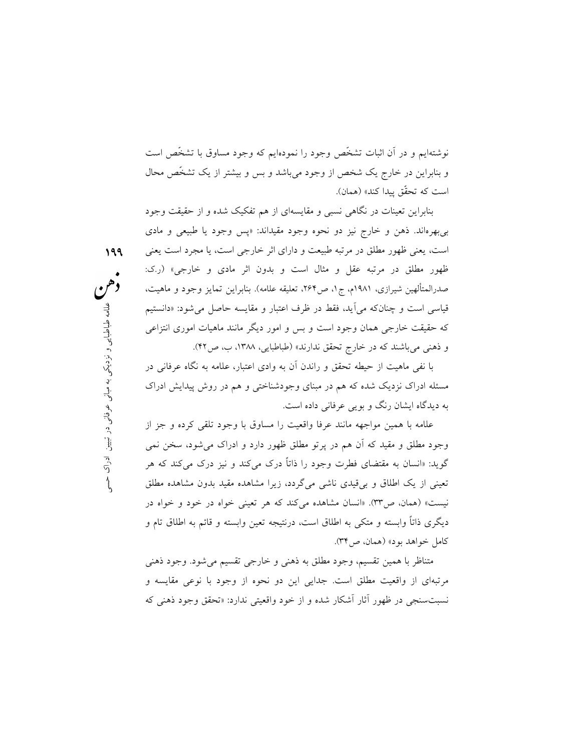نوشته‌ایم و در آن اثبات تشخّص وجود را نموده‌ایم که وجود مساوق با تشخّص است و بنابراین در خارج یک شخص از وجود می‌باشد و بس و بیشتر از یک تشخّص محال است که تحقّق پیدا کند» (همان).

بنابراین تعینات در نگاهی نسبی و مقایسه‌ای از هم تفکیک شده و از حقیقت وجود بی‌بهره‌اند. ذهن و خارج نیز دو نحوه وجود مقیداند: «پس وجود یا طبیعی و مادی است، یعنی ظهور مطلق در مرتبه طبیعت و دارای اثر خارجی است، یا مجرد است یعنی ظهور مطلق در مرتبه عقل و مثال است و بدون اثر مادی و خارجی» (ر.ک: صدرالمتألهین شیرازی، ۱۹۸۱م، ج۱، ص۲۶۴، تعلیقه علامه). بنابراین تمایز وجود و ماهیت، قیاسی است و چنان‌که می‌آید، فقط در ظرف اعتبار و مقایسه حاصل می‌شود: «دانستیم که حقیقت خارجی همان وجود است و بس و امور دیگر مانند ماهیات اموری انتزاعی و ذهنی می‌باشند که در خارج تحقق ندارند» (طباطبایی، ۱۳۸۸، ب، ص۴۲).

با نفی ماهیت از حیطه تحقق و راندن آن به وادی اعتبار، علامه به نگاه عرفانی در مسئله ادراک نزدیک شده که هم در مبنای وجودشناختی و هم در روش پیدایش ادراک به دیدگاه ایشان رنگ و بویی عرفانی داده است.

علامه با همین مواجهه مانند عرفا واقعیت را مساوق با وجود تلقی کرده و جز از وجود مطلق و مقید که آن هم در پرتو مطلق ظهور دارد و ادراک می‌شود، سخن نمی گوید: «انسان به مقتضای فطرت وجود را ذاتاً درک می‌کند و نیز درک می‌کند که هر تعینی از یک اطلاق و بی‌قیدی ناشی می‌گردد، زیرا مشاهده مقید بدون مشاهده مطلق نیست» (همان، ص۳۳). «انسان مشاهده می‌کند که هر تعینی خواه در خود و خواه در دیگری ذاتاً وابسته و متکی به اطلاق است، درنتیجه تعین وابسته و قائم به اطلاق تام و کامل خواهد بود» (همان، ص۳۴).

متناظر با همین تقسیم، وجود مطلق به ذهنی و خارجی تقسیم می‌شود. وجود ذهنی مرتبه‌ای از واقعیت مطلق است. جدایی این دو نحوه از وجود با نوعی مقایسه و نسبت‌سنجی در ظهور آثار آشکار شده و از خود واقعیتی ندارد: «تحقق وجود ذهنی که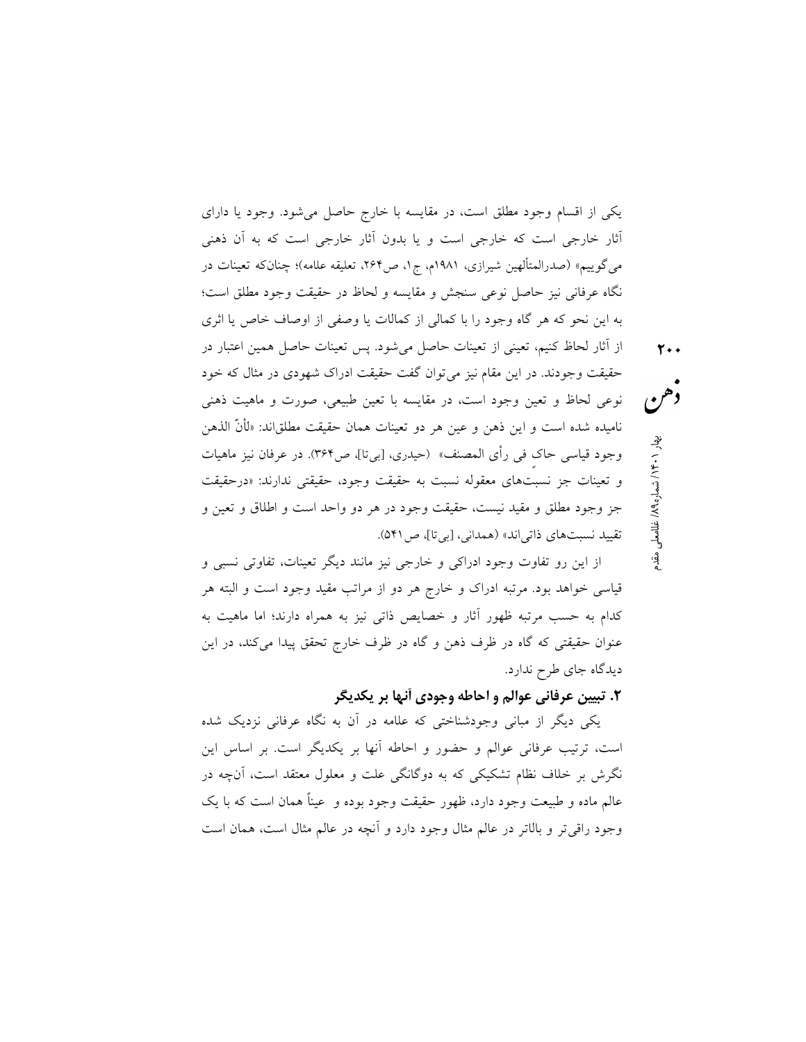یکی از اقسام وجود مطلق است، در مقایسه با خارج حاصل می‌شود. وجود یا دارای آثار خارجی است که خارجی است و یا بدون آثار خارجی است که به آن ذهنی می‌گوییم» (صدرالمتألهین شیرازی، ۱۹۸۱م، ج۱، ص۲۶۴، تعلیقه علامه)؛ چنان‌که تعینات در نگاه عرفانی نیز حاصل نوعی سنجش و مقایسه و لحاظ در حقیقت وجود مطلق است؛ به این نحو که هر گاه وجود را با کمالی از کمالات یا وصفی از اوصاف خاص یا اثری از آثار لحاظ کنیم، تعینی از تعینات حاصل می‌شود. پس تعینات حاصل همین اعتبار در حقیقت وجودند. در این مقام نیز می‌توان گفت حقیقت ادراک شهودی در مثال که خود نوعی لحاظ و تعین وجود است، در مقایسه با تعین طبیعی، صورت و ماهیت ذهنی نامیده شده است و این ذهن و عین هر دو تعینات همان حقیقت مطلق‌اند: «لأنّ الذهن وجود قیاسی حاکٍ فی رأی المصنف» (حیدری، [بی‌تا]، ص۳۶۴). در عرفان نیز ماهیات و تعینات جز نسبت‌های معقوله نسبت به حقیقت وجود، حقیقتی ندارند: «درحقیقت جز وجود مطلق و مقید نیست، حقیقت وجود در هر دو واحد است و اطلاق و تعین و تقیید نسبت‌های ذاتی‌اند» (همدانی، [بی‌تا]، ص۵۴۱).

از این رو تفاوت وجود ادراکی و خارجی نیز مانند دیگر تعینات، تفاوتی نسبی و قیاسی خواهد بود. مرتبه ادراک و خارج هر دو از مراتب مقید وجود است و البته هر کدام به حسب مرتبه ظهور آثار و خصایص ذاتی نیز به همراه دارند؛ اما ماهیت به عنوان حقیقتی که گاه در ظرف ذهن و گاه در ظرف خارج تحقق پیدا می‌کند، در این دیدگاه جای طرح ندارد.

## ۲. تبیین عرفانی عوالم و احاطه وجودی آنها بر یکدیگر

یکی دیگر از مبانی وجودشناختی که علامه در آن به نگاه عرفانی نزدیک شده است، ترتیب عرفانی عوالم و حضور و احاطه آنها بر یکدیگر است. بر اساس این نگرش بر خلاف نظام تشکیکی که به دوگانگی علت و معلول معتقد است، آنچه در عالم ماده و طبیعت وجود دارد، ظهور حقیقت وجود بوده و عیناً همان است که با یک وجود راقی‌تر و بالاتر در عالم مثال وجود دارد و آنچه در عالم مثال است، همان است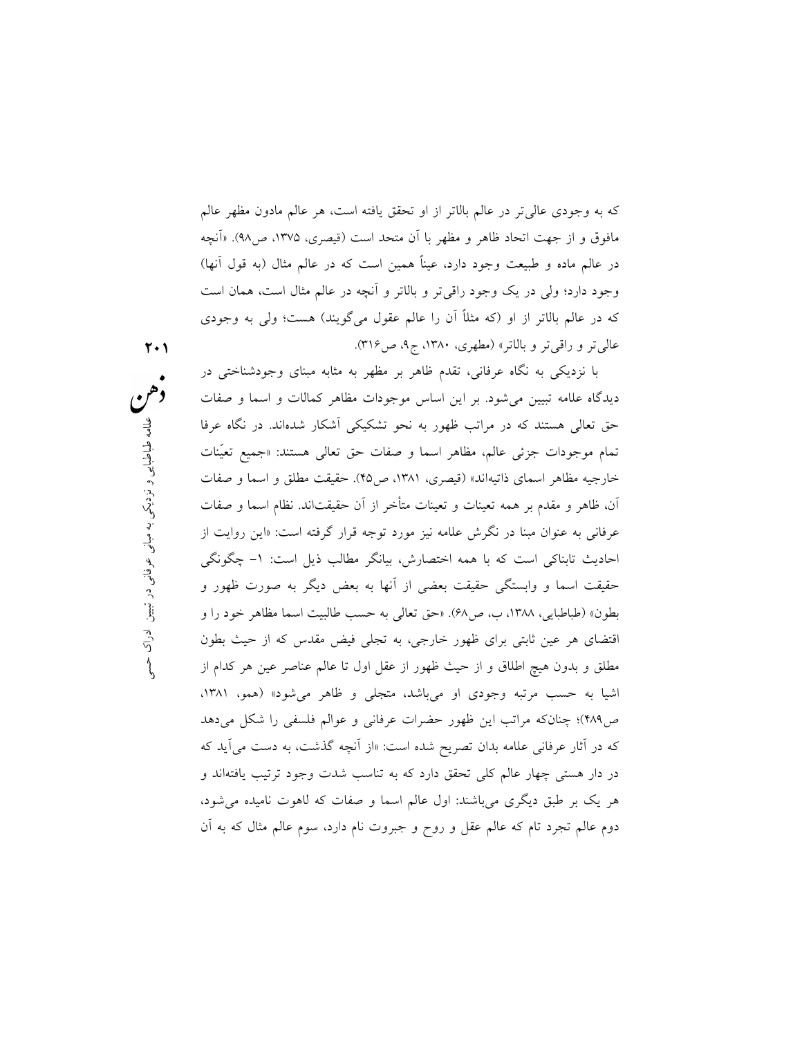که به وجودی عالی‌تر در عالم بالاتر از او تحقق یافته است، هر عالم مادون مظهر عالم مافوق و از جهت اتحاد ظاهر و مظهر با آن متحد است (قیصری، ۱۳۷۵، ص۹۸). «آنچه در عالم ماده و طبیعت وجود دارد، عیناً همین است که در عالم مثال (به قول آنها) وجود دارد؛ ولی در یک وجود راقی‌تر و بالاتر و آنچه در عالم مثال است، همان است که در عالم بالاتر از او (که مثلاً آن را عالم عقول می‌گویند) هست؛ ولی به وجودی عالی‌تر و راقی‌تر و بالاتر» (مطهری، ۱۳۸۰، ج۹، ص۳۱۶).

با نزدیکی به نگاه عرفانی، تقدم ظاهر بر مظهر به مثابه مبنای وجودشناختی در دیدگاه علامه تبیین می‌شود. بر این اساس موجودات مظاهر کمالات و اسما و صفات حق تعالی هستند که در مراتب ظهور به نحو تشکیکی آشکار شده‌اند. در نگاه عرفا تمام موجودات جزئی عالم، مظاهر اسما و صفات حق تعالی هستند: «جمیع تعیّنات خارجیه مظاهر اسمای ذاتیه‌اند» (قیصری، ۱۳۸۱، ص۴۵). حقیقت مطلق و اسما و صفات آن، ظاهر و مقدم بر همه تعینات و تعینات متأخر از آن حقیقت‌اند. نظام اسما و صفات عرفانی به عنوان مبنا نیز در نگرش علامه مورد توجه قرار گرفته است: «این روایت از احادیث تابناکی است که با همه اختصارش، بیانگر مطالب ذیل است: ۱- چگونگی حقیقت اسما و وابستگی حقیقت بعضی از آنها به بعض دیگر به صورت ظهور و بطون» (طباطبایی، ۱۳۸۸، ب، ص۶۸). «حق تعالی به حسب طالبیت اسما مظاهر خود را و اقتضای هر عین ثابتی برای ظهور خارجی، به تجلی فیض مقدس که از حیث بطون مطلق و بدون هیچ اطلاق و از حیث ظهور از عقل اول تا عالم عناصر عین هر کدام از اشیا به حسب مرتبه وجودی او می‌باشد، متجلی و ظاهر می‌شود» (همو، ۱۳۸۱، ص۴۸۹)؛ چنانکه مراتب این ظهور حضرات عرفانی و عوالم فلسفی را شکل می‌دهد که در آثار عرفانی علامه بدان تصریح شده است: «از آنچه گذشت، به دست می‌آید که در دار هستی چهار عالم کلی تحقق دارد که به تناسب شدت وجود ترتیب یافته‌اند و هر یک بر طبق دیگری می‌باشند: اول عالم اسما و صفات که لاهوت نامیده می‌شود، دوم عالم تجرد تام که عالم عقل و روح و جبروت نام دارد، سوم عالم مثال که به آن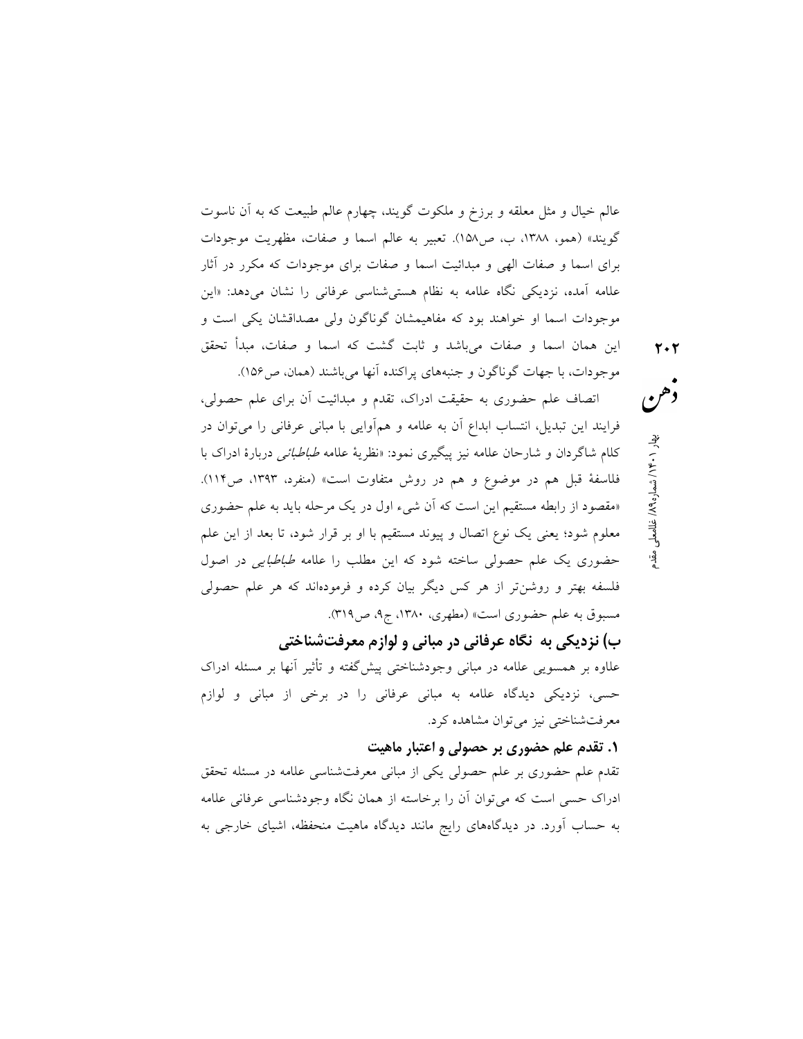عالم خیال و مثل معلقه و برزخ و ملکوت گویند، چهارم عالم طبیعت که به آن ناسوت گویند» (همو، ۱۳۸۸، ب، ص۱۵۸). تعبیر به عالم اسما و صفات، مظهریت موجودات برای اسما و صفات الهی و مبدائیت اسما و صفات برای موجودات که مکرر در آثار علامه آمده، نزدیکی نگاه علامه به نظام هستی‌شناسی عرفانی را نشان می‌دهد: «این موجودات اسما او خواهند بود که مفاهیمشان گوناگون ولی مصداقشان یکی است و این همان اسما و صفات می‌باشد و ثابت گشت که اسما و صفات، مبدأ تحقق موجودات، با جهات گوناگون و جنبه‌های پراکنده آنها می‌باشند (همان، ص۱۵۶).

اتصاف علم حضوری به حقیقت ادراک، تقدم و مبدائیت آن برای علم حصولی، فرایند این تبدیل، انتساب ابداع آن به علامه و هم‌آوایی با مبانی عرفانی را می‌توان در کلام شاگردان و شارحان علامه نیز پیگیری نمود: «نظریهٔ علامه *طباطبائی* دربارهٔ ادراک با فلاسفهٔ قبل هم در موضوع و هم در روش متفاوت است» (منفرد، ۱۳۹۳، ص۱۱۴). «مقصود از رابطه مستقیم این است که آن شیء اول در یک مرحله باید به علم حضوری معلوم شود؛ یعنی یک نوع اتصال و پیوند مستقیم با او بر قرار شود، تا بعد از این علم حضوری یک علم حصولی ساخته شود که این مطلب را علامه *طباطبایی* در اصول فلسفه بهتر و روشن‌تر از هر کس دیگر بیان کرده و فرموده‌اند که هر علم حصولی مسبوق به علم حضوری است» (مطهری، ۱۳۸۰، ج۹، ص۳۱۹).

## ب) نزدیکی به نگاه عرفانی در مبانی و لوازم معرفت‌شناختی

علاوه بر همسویی علامه در مبانی وجودشناختی پیش‌گفته و تأثیر آنها بر مسئله ادراک حسی، نزدیکی دیدگاه علامه به مبانی عرفانی را در برخی از مبانی و لوازم معرفت‌شناختی نیز می‌توان مشاهده کرد.

### ۱. تقدم علم حضوری بر حصولی و اعتبار ماهیت

تقدم علم حضوری بر علم حصولی یکی از مبانی معرفت‌شناسی علامه در مسئله تحقق ادراک حسی است که می‌توان آن را برخاسته از همان نگاه وجودشناسی عرفانی علامه به حساب آورد. در دیدگاه‌های رایج مانند دیدگاه ماهیت منحفظه، اشیای خارجی به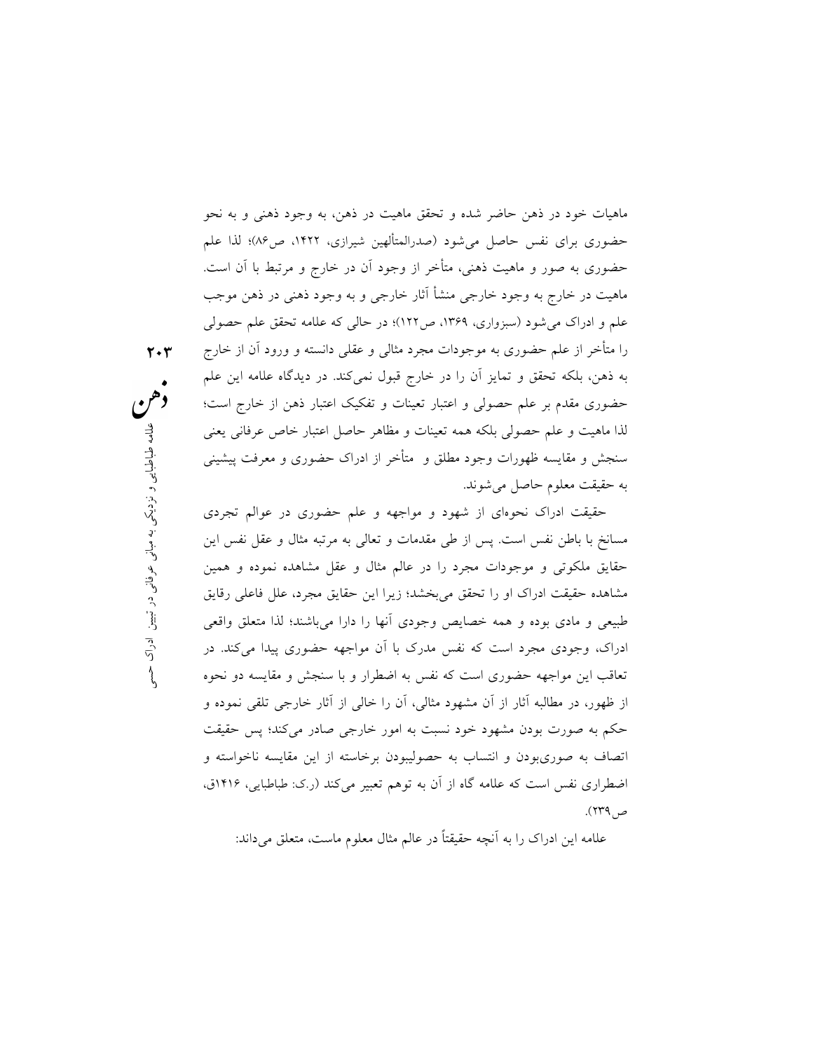ماهیات خود در ذهن حاضر شده و تحقق ماهیت در ذهن، به وجود ذهنی و به نحو حضوری برای نفس حاصل می‌شود (صدرالمتألهین شیرازی، ۱۴۲۲، ص۸۶)؛ لذا علم حضوری به صور و ماهیت ذهنی، متأخر از وجود آن در خارج و مرتبط با آن است. ماهیت در خارج به وجود خارجی منشأ آثار خارجی و به وجود ذهنی در ذهن موجب علم و ادراک می‌شود (سبزواری، ۱۳۶۹، ص۱۲۲)؛ در حالی که علامه تحقق علم حصولی را متأخر از علم حضوری به موجودات مجرد مثالی و عقلی دانسته و ورود آن از خارج به ذهن، بلکه تحقق و تمایز آن را در خارج قبول نمی‌کند. در دیدگاه علامه این علم حضوری مقدم بر علم حصولی و اعتبار تعینات و تفکیک اعتبار ذهن از خارج است؛ لذا ماهیت و علم حصولی بلکه همه تعینات و مظاهر حاصل اعتبار خاص عرفانی یعنی سنجش و مقایسه ظهورات وجود مطلق و متأخر از ادراک حضوری و معرفت پیشینی به حقیقت معلوم حاصل می‌شوند.

حقیقت ادراک نحوه‌ای از شهود و مواجهه و علم حضوری در عوالم تجردی مسانخ با باطن نفس است. پس از طی مقدمات و تعالی به مرتبه مثال و عقل نفس این حقایق ملکوتی و موجودات مجرد را در عالم مثال و عقل مشاهده نموده و همین مشاهده حقیقت ادراک او را تحقق می‌بخشد؛ زیرا این حقایق مجرد، علل فاعلی رقایق طبیعی و مادی بوده و همه خصایص وجودی آنها را دارا می‌باشند؛ لذا متعلق واقعی ادراک، وجودی مجرد است که نفس مدرک با آن مواجهه حضوری پیدا می‌کند. در تعاقب این مواجهه حضوری است که نفس به اضطرار و با سنجش و مقایسه دو نحوه از ظهور، در مطالبه آثار از آن مشهود مثالی، آن را خالی از آثار خارجی تلقی نموده و حکم به صورت بودن مشهود خود نسبت به امور خارجی صادر می‌کند؛ پس حقیقت اتصاف به صوری‌بودن و انتساب به حصولی‌بودن برخاسته از این مقایسه ناخواسته و اضطراری نفس است که علامه گاه از آن به توهم تعبیر می‌کند (ر.ک: طباطبایی، ۱۴۱۶ق، ص۲۳۹).

علامه این ادراک را به آنچه حقیقتاً در عالم مثال معلوم ماست، متعلق می‌داند: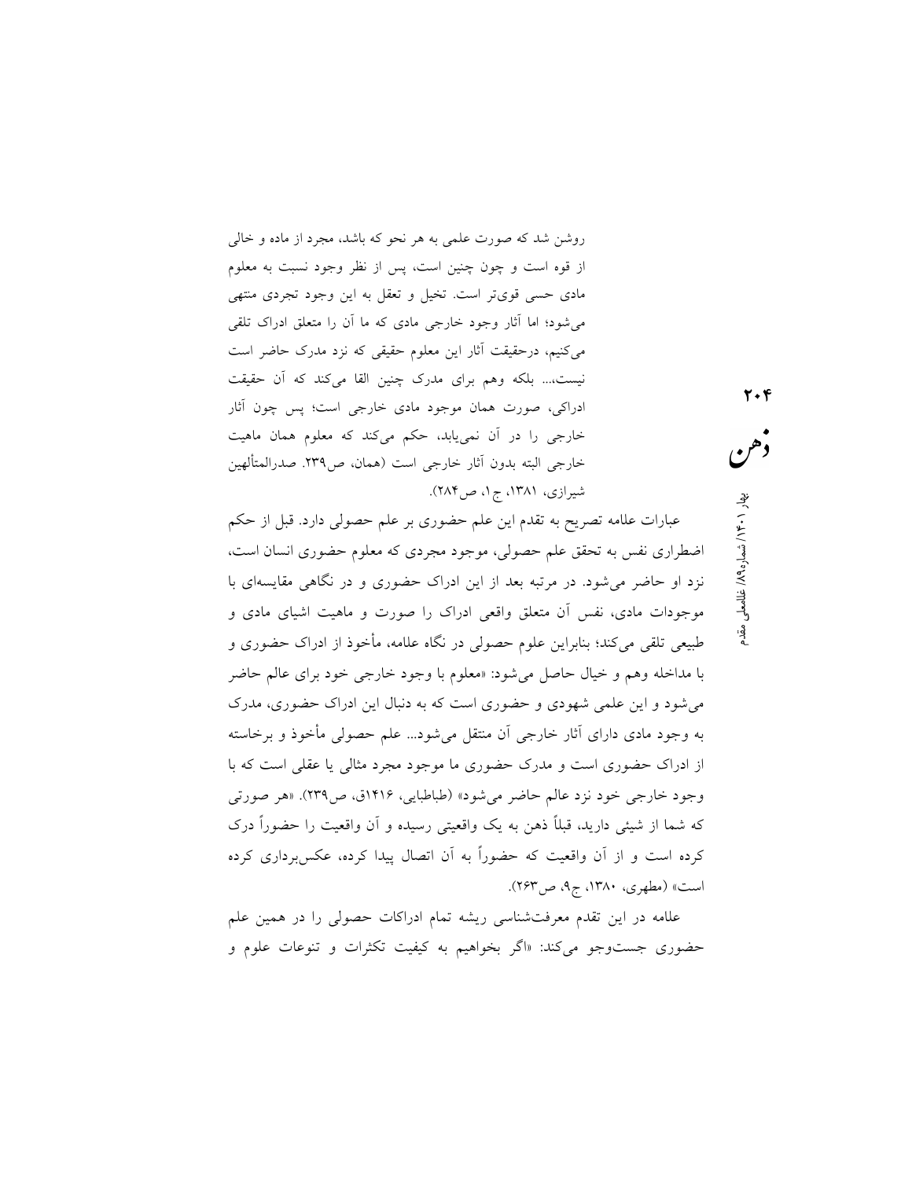روشن شد که صورت علمی به هر نحو که باشد، مجرد از ماده و خالی از قوه است و چون چنین است، پس از نظر وجود نسبت به معلوم مادی حسی قوی‌تر است. تخیل و تعقل به این وجود تجردی منتهی می‌شود؛ اما آثار وجود خارجی مادی که ما آن را متعلق ادراک تلقی می‌کنیم، درحقیقت آثار این معلوم حقیقی که نزد مدرک حاضر است نیست،... بلکه وهم برای مدرک چنین القا می‌کند که آن حقیقت ادراکی، صورت همان موجود مادی خارجی است؛ پس چون آثار خارجی را در آن نمی‌یابد، حکم می‌کند که معلوم همان ماهیت خارجی البته بدون آثار خارجی است (همان، ص۲۳۹. صدرالمتألهین شیرازی، ۱۳۸۱، ج۱، ص۲۸۴).

عبارات علامه تصریح به تقدم این علم حضوری بر علم حصولی دارد. قبل از حکم اضطراری نفس به تحقق علم حصولی، موجود مجردی که معلوم حضوری انسان است، نزد او حاضر می‌شود. در مرتبه بعد از این ادراک حضوری و در نگاهی مقایسه‌ای با موجودات مادی، نفس آن متعلق واقعی ادراک را صورت و ماهیت اشیای مادی و طبیعی تلقی می‌کند؛ بنابراین علوم حصولی در نگاه علامه، مأخوذ از ادراک حضوری و با مداخله وهم و خیال حاصل می‌شود: «معلوم با وجود خارجی خود برای عالم حاضر می‌شود و این علمی شهودی و حضوری است که به دنبال این ادراک حضوری، مدرک به وجود مادی دارای آثار خارجی آن منتقل می‌شود... علم حصولی مأخوذ و برخاسته از ادراک حضوری است و مدرک حضوری ما موجود مجرد مثالی یا عقلی است که با وجود خارجی خود نزد عالم حاضر می‌شود» (طباطبایی، ۱۴۱۶ق، ص۲۳۹). «هر صورتی که شما از شیئی دارید، قبلاً ذهن به یک واقعیتی رسیده و آن واقعیت را حضوراً درک کرده است و از آن واقعیت که حضوراً به آن اتصال پیدا کرده، عکس‌برداری کرده است» (مطهری، ۱۳۸۰، ج۹، ص۲۶۳).

علامه در این تقدم معرفت‌شناسی ریشه تمام ادراکات حصولی را در همین علم حضوری جست‌وجو می‌کند: «اگر بخواهیم به کیفیت تکثرات و تنوعات علوم و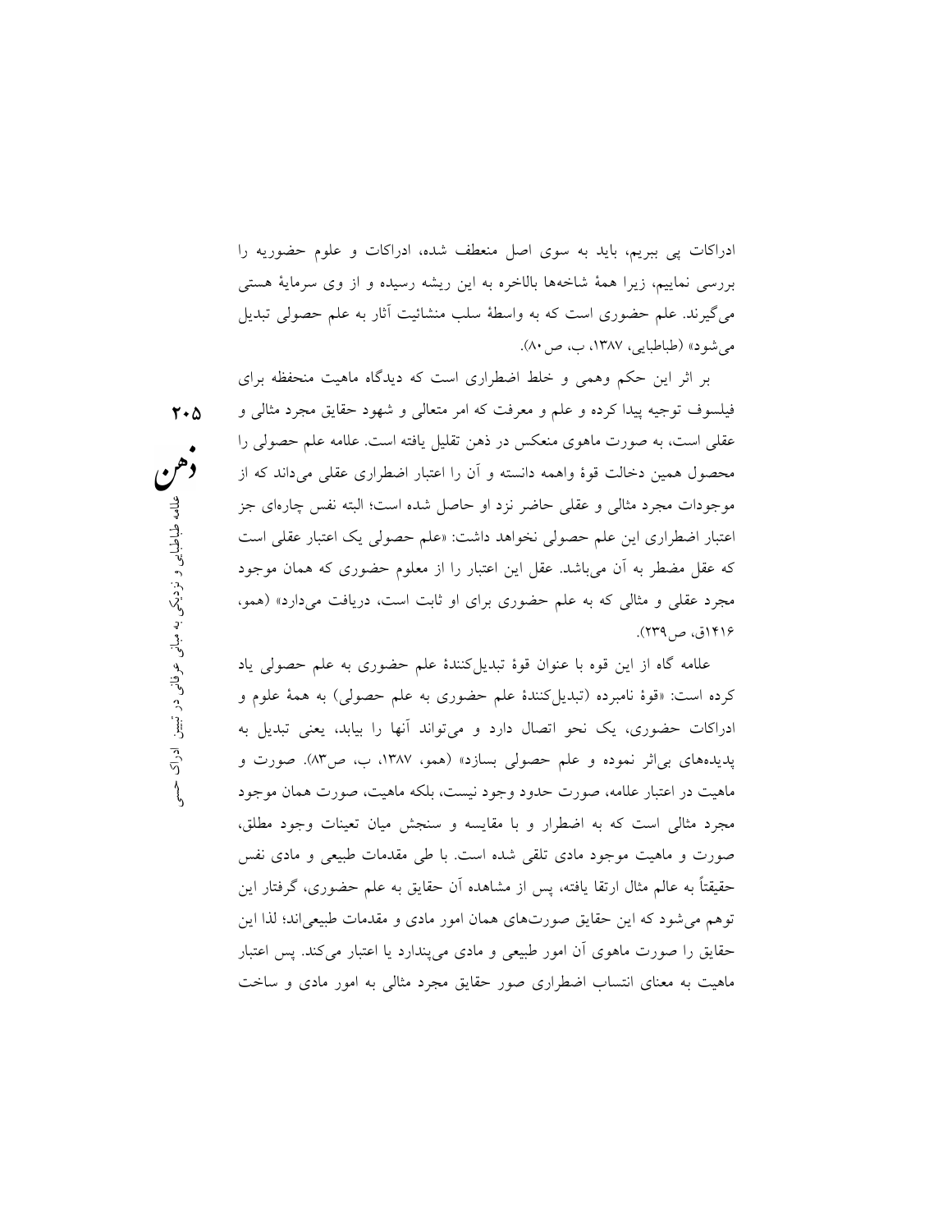ادراکات پی ببریم، باید به سوی اصل منعطف شده، ادراکات و علوم حضوریه را بررسی نماییم، زیرا همهٔ شاخه‌ها بالاخره به این ریشه رسیده و از وی سرمایهٔ هستی می‌گیرند. علم حضوری است که به واسطهٔ سلب منشائیت آثار به علم حصولی تبدیل می‌شود» (طباطبایی، ۱۳۸۷، ب، ص۸۰).

بر اثر این حکم وهمی و خلط اضطراری است که دیدگاه ماهیت منحفظه برای فیلسوف توجیه پیدا کرده و علم و معرفت که امر متعالی و شهود حقایق مجرد مثالی و عقلی است، به صورت ماهوی منعکس در ذهن تقلیل یافته است. علامه علم حصولی را محصول همین دخالت قوهٔ واهمه دانسته و آن را اعتبار اضطراری عقلی می‌داند که از موجودات مجرد مثالی و عقلی حاضر نزد او حاصل شده است؛ البته نفس چاره‌ای جز اعتبار اضطراری این علم حصولی نخواهد داشت: «علم حصولی یک اعتبار عقلی است که عقل مضطر به آن می‌باشد. عقل این اعتبار را از معلوم حضوری که همان موجود مجرد عقلی و مثالی که به علم حضوری برای او ثابت است، دریافت می‌دارد» (همو، ۱۴۱۶ق، ص۲۳۹).

علامه گاه از این قوه با عنوان قوهٔ تبدیل‌کنندهٔ علم حضوری به علم حصولی یاد کرده است: «قوهٔ نامبرده (تبدیل‌کنندهٔ علم حضوری به علم حصولی) به همهٔ علوم و ادراکات حضوری، یک نحو اتصال دارد و می‌تواند آنها را بیابد، یعنی تبدیل به پدیده‌های بی‌اثر نموده و علم حصولی بسازد» (همو، ۱۳۸۷، ب، ص۸۳). صورت و ماهیت در اعتبار علامه، صورت حدود وجود نیست، بلکه ماهیت، صورت همان موجود مجرد مثالی است که به اضطرار و با مقایسه و سنجش میان تعینات وجود مطلق، صورت و ماهیت موجود مادی تلقی شده است. با طی مقدمات طبیعی و مادی نفس حقیقتاً به عالم مثال ارتقا یافته، پس از مشاهده آن حقایق به علم حضوری، گرفتار این توهم می‌شود که این حقایق صورت‌های همان امور مادی و مقدمات طبیعی‌اند؛ لذا این حقایق را صورت ماهوی آن امور طبیعی و مادی می‌پندارد یا اعتبار می‌کند. پس اعتبار ماهیت به معنای انتساب اضطراری صور حقایق مجرد مثالی به امور مادی و ساخت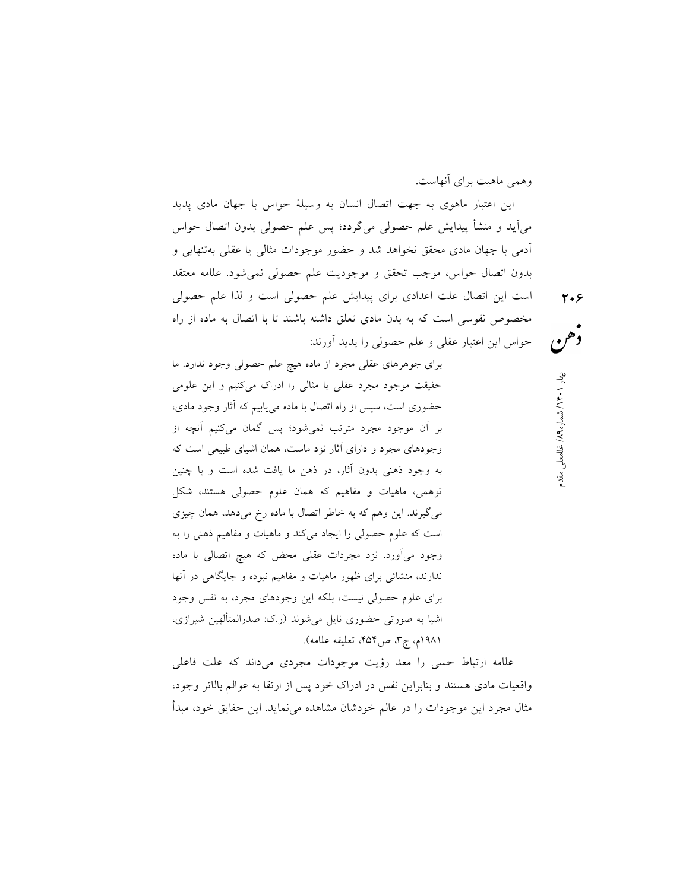وهمی ماهیت برای آنهاست.

این اعتبار ماهوی به جهت اتصال انسان به وسیلهٔ حواس با جهان مادی پدید می‌آید و منشأ پیدایش علم حصولی می‌گردد؛ پس علم حصولی بدون اتصال حواس آدمی با جهان مادی محقق نخواهد شد و حضور موجودات مثالی یا عقلی به‌تنهایی و بدون اتصال حواس، موجب تحقق و موجودیت علم حصولی نمی‌شود. علامه معتقد است این اتصال علت اعدادی برای پیدایش علم حصولی است و لذا علم حصولی مخصوص نفوسی است که به بدن مادی تعلق داشته باشند تا با اتصال به ماده از راه حواس این اعتبار عقلی و علم حصولی را پدید آورند:

> برای جوهرهای عقلی مجرد از ماده هیچ علم حصولی وجود ندارد. ما حقیقت موجود مجرد عقلی یا مثالی را ادراک می‌کنیم و این علومی حضوری است، سپس از راه اتصال با ماده می‌یابیم که آثار وجود مادی، بر آن موجود مجرد مترتب نمی‌شود؛ پس گمان می‌کنیم آنچه از وجودهای مجرد و دارای آثار نزد ماست، همان اشیای طبیعی است که به وجود ذهنی بدون آثار، در ذهن ما یافت شده است و با چنین توهمی، ماهیات و مفاهیم که همان علوم حصولی هستند، شکل می‌گیرند. این وهم که به خاطر اتصال با ماده رخ می‌دهد، همان چیزی است که علوم حصولی را ایجاد می‌کند و ماهیات و مفاهیم ذهنی را به وجود می‌آورد. نزد مجردات عقلی محض که هیچ اتصالی با ماده ندارند، منشائی برای ظهور ماهیات و مفاهیم نبوده و جایگاهی در آنها برای علوم حصولی نیست، بلکه این وجودهای مجرد، به نفس وجود اشیا به صورتی حضوری نایل می‌شوند (ر.ک: صدرالمتألهین شیرازی، ۱۹۸۱م، ج۳، ص۴۵۴، تعلیقه علامه).

علامه ارتباط حسی را معد رؤیت موجودات مجردی می‌داند که علت فاعلی واقعیات مادی هستند و بنابراین نفس در ادراک خود پس از ارتقا به عوالم بالاتر وجود، مثال مجرد این موجودات را در عالم خودشان مشاهده می‌نماید. این حقایق خود، مبدأ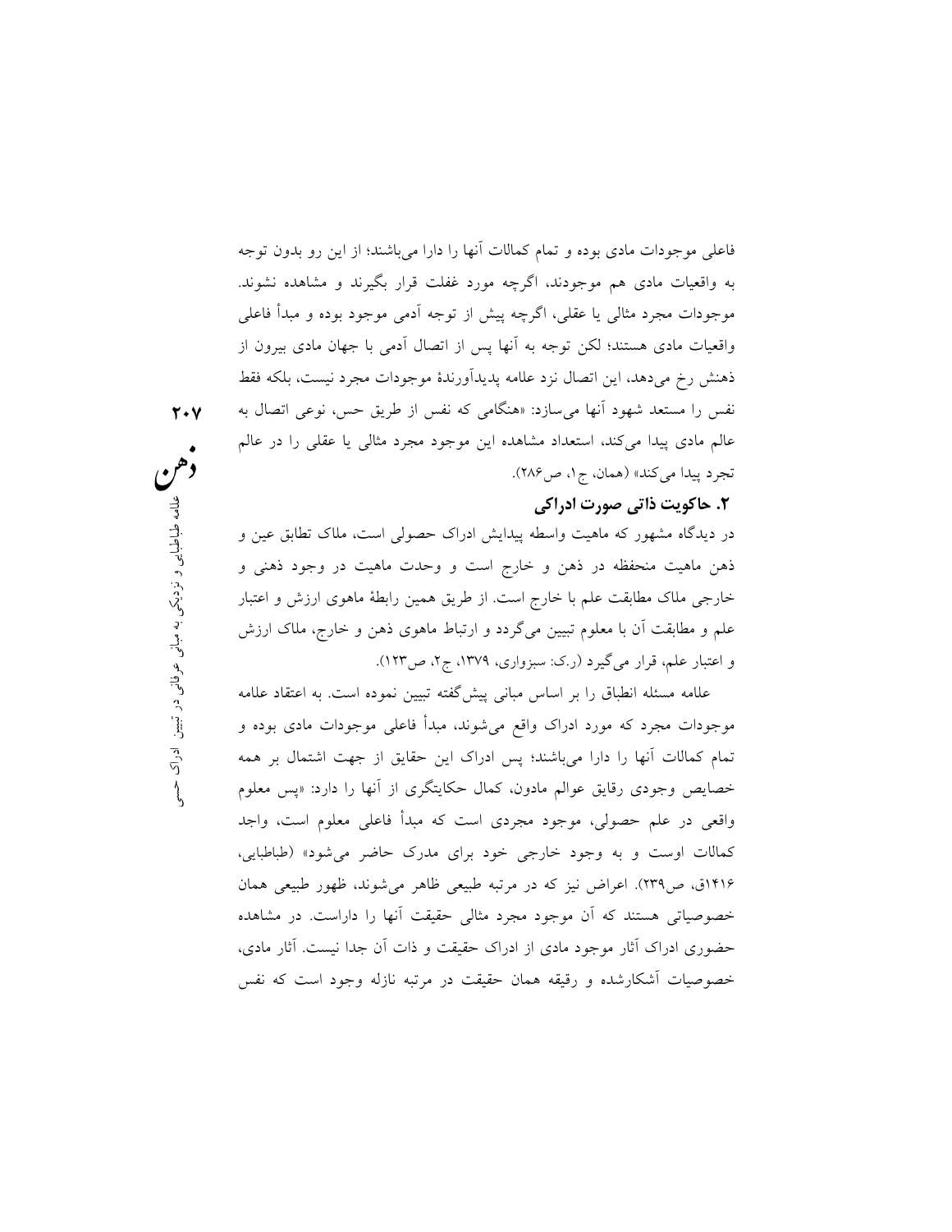فاعلی موجودات مادی بوده و تمام کمالات آنها را دارا می‌باشند؛ از این رو بدون توجه به واقعیات مادی هم موجودند، اگرچه مورد غفلت قرار بگیرند و مشاهده نشوند. موجودات مجرد مثالی یا عقلی، اگرچه پیش از توجه آدمی موجود بوده و مبدأ فاعلی واقعیات مادی هستند؛ لکن توجه به آنها پس از اتصال آدمی با جهان مادی بیرون از ذهنش رخ می‌دهد، این اتصال نزد علامه پدیدآورندهٔ موجودات مجرد نیست، بلکه فقط نفس را مستعد شهود آنها می‌سازد: «هنگامی که نفس از طریق حس، نوعی اتصال به عالم مادی پیدا می‌کند، استعداد مشاهده این موجود مجرد مثالی یا عقلی را در عالم تجرد پیدا می‌کند» (همان، ج۱، ص۲۸۶).

## ۲. حاکویت ذاتی صورت ادراکی

در دیدگاه مشهور که ماهیت واسطه پیدایش ادراک حصولی است، ملاک تطابق عین و ذهن ماهیت منحفظه در ذهن و خارج است و وحدت ماهیت در وجود ذهنی و خارجی ملاک مطابقت علم با خارج است. از طریق همین رابطهٔ ماهوی ارزش و اعتبار علم و مطابقت آن با معلوم تبیین می‌گردد و ارتباط ماهوی ذهن و خارج، ملاک ارزش و اعتبار علم، قرار می‌گیرد (ر.ک: سبزواری، ۱۳۷۹، ج۲، ص۱۲۳).

علامه مسئله انطباق را بر اساس مبانی پیش‌گفته تبیین نموده است. به اعتقاد علامه موجودات مجرد که مورد ادراک واقع می‌شوند، مبدأ فاعلی موجودات مادی بوده و تمام کمالات آنها را دارا می‌باشند؛ پس ادراک این حقایق از جهت اشتمال بر همه خصایص وجودی رقایق عوالم مادون، کمال حکایتگری از آنها را دارد: «پس معلوم واقعی در علم حصولی، موجود مجردی است که مبدأ فاعلی معلوم است، واجد کمالات اوست و به وجود خارجی خود برای مدرک حاضر می‌شود» (طباطبایی، ۱۴۱۶ق، ص۲۳۹). اعراض نیز که در مرتبه طبیعی ظاهر می‌شوند، ظهور طبیعی همان خصوصیاتی هستند که آن موجود مجرد مثالی حقیقت آنها را داراست. در مشاهده حضوری ادراک آثار موجود مادی از ادراک حقیقت و ذات آن جدا نیست. آثار مادی، خصوصیات آشکارشده و رقیقه همان حقیقت در مرتبه نازله وجود است که نفس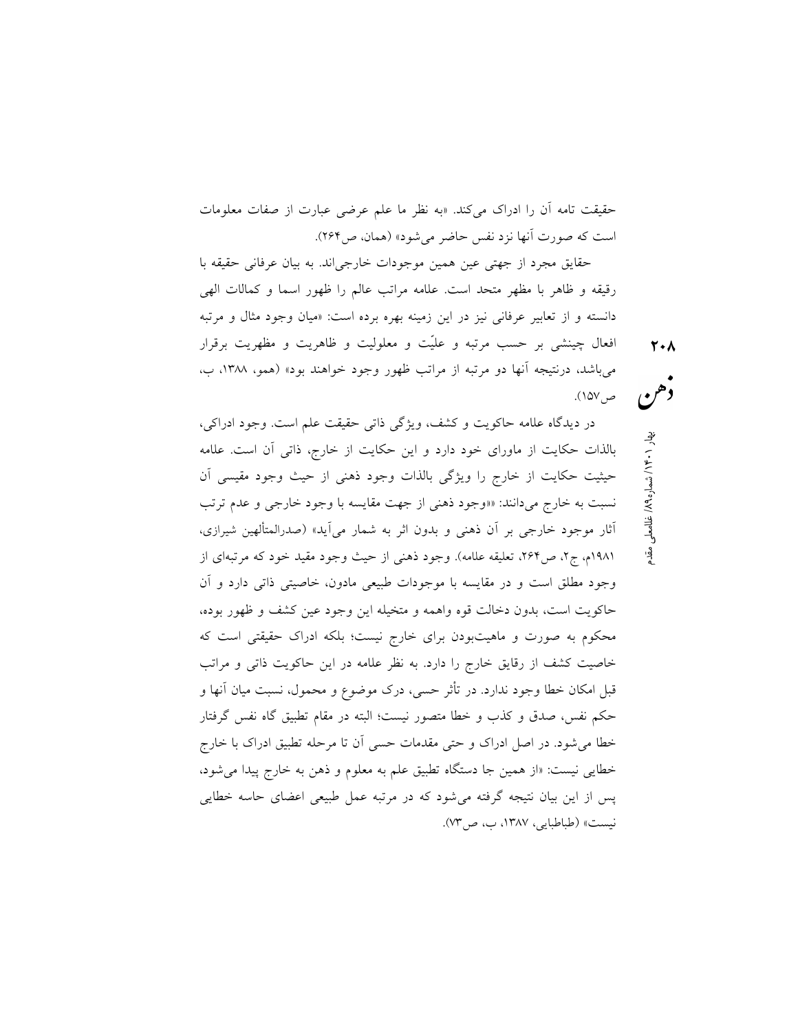حقیقت تامه آن را ادراک می‌کند. «به نظر ما علم عرضی عبارت از صفات معلومات است که صورت آنها نزد نفس حاضر می‌شود» (همان، ص۲۶۴).

حقایق مجرد از جهتی عین همین موجودات خارجی‌اند. به بیان عرفانی حقیقه با رقیقه و ظاهر با مظهر متحد است. علامه مراتب عالم را ظهور اسما و کمالات الهی دانسته و از تعابیر عرفانی نیز در این زمینه بهره برده است: «میان وجود مثال و مرتبه افعال چینشی بر حسب مرتبه و علیّت و معلولیت و ظاهریت و مظهریت برقرار می‌باشد، درنتیجه آنها دو مرتبه از مراتب ظهور وجود خواهند بود» (همو، ۱۳۸۸، ب، ص۱۵۷).

در دیدگاه علامه حاکویت و کشف، ویژگی ذاتی حقیقت علم است. وجود ادراکی، بالذات حکایت از ماورای خود دارد و این حکایت از خارج، ذاتی آن است. علامه حیثیت حکایت از خارج را ویژگی بالذات وجود ذهنی از حیث وجود مقیسی آن نسبت به خارج می‌دانند: ««وجود ذهنی از جهت مقایسه با وجود خارجی و عدم ترتب آثار موجود خارجی بر آن ذهنی و بدون اثر به شمار می‌آید» (صدرالمتألهین شیرازی، ۱۹۸۱م، ج۲، ص۲۶۴، تعلیقه علامه). وجود ذهنی از حیث وجود مقید خود که مرتبه‌ای از وجود مطلق است و در مقایسه با موجودات طبیعی مادون، خاصیتی ذاتی دارد و آن حاکویت است، بدون دخالت قوه واهمه و متخیله این وجود عین کشف و ظهور بوده، محکوم به صورت و ماهیت‌بودن برای خارج نیست؛ بلکه ادراک حقیقتی است که خاصیت کشف از رقایق خارج را دارد. به نظر علامه در این حاکویت ذاتی و مراتب قبل امکان خطا وجود ندارد. در تأثر حسی، درک موضوع و محمول، نسبت میان آنها و حکم نفس، صدق و کذب و خطا متصور نیست؛ البته در مقام تطبیق گاه نفس گرفتار خطا می‌شود. در اصل ادراک و حتی مقدمات حسی آن تا مرحله تطبیق ادراک با خارج خطایی نیست: «از همین جا دستگاه تطبیق علم به معلوم و ذهن به خارج پیدا می‌شود، پس از این بیان نتیجه گرفته می‌شود که در مرتبه عمل طبیعی اعضای حاسه خطایی نیست» (طباطبایی، ۱۳۸۷، ب، ص۷۳).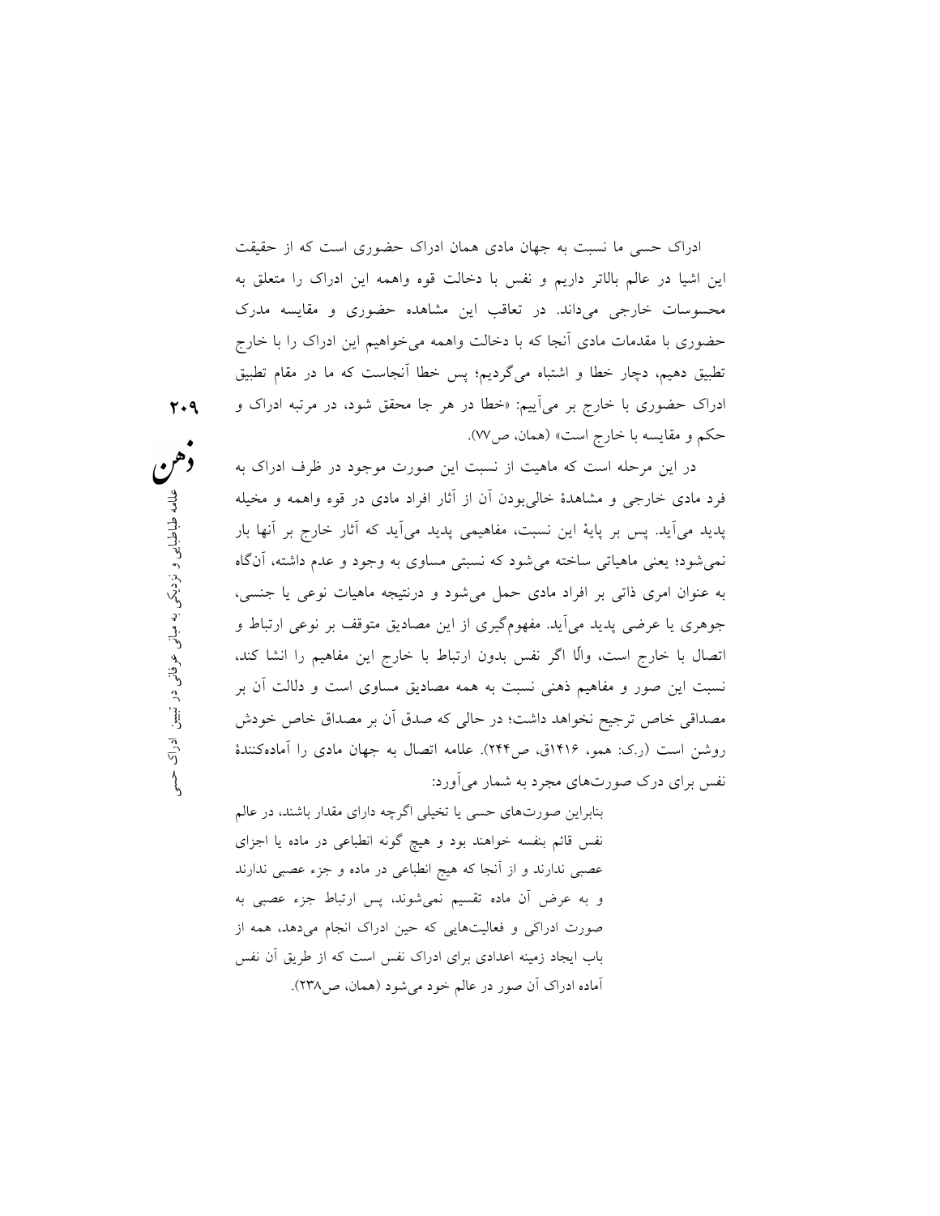ادراک حسی ما نسبت به جهان مادی همان ادراک حضوری است که از حقیقت این اشیا در عالم بالاتر داریم و نفس با دخالت قوه واهمه این ادراک را متعلق به محسوسات خارجی می‌داند. در تعاقب این مشاهده حضوری و مقایسه مدرک حضوری با مقدمات مادی آنجا که با دخالت واهمه می‌خواهیم این ادراک را با خارج تطبیق دهیم، دچار خطا و اشتباه می‌گردیم؛ پس خطا آنجاست که ما در مقام تطبیق ادراک حضوری با خارج بر می‌آییم: «خطا در هر جا محقق شود، در مرتبه ادراک و حکم و مقایسه با خارج است» (همان، ص۷۷).

در این مرحله است که ماهیت از نسبت این صورت موجود در ظرف ادراک به فرد مادی خارجی و مشاهدهٔ خالی‌بودن آن از آثار افراد مادی در قوه واهمه و مخیله پدید می‌آید. پس بر پایهٔ این نسبت، مفاهیمی پدید می‌آید که آثار خارج بر آنها بار نمی‌شود؛ یعنی ماهیاتی ساخته می‌شود که نسبتی مساوی به وجود و عدم داشته، آن‌گاه به عنوان امری ذاتی بر افراد مادی حمل می‌شود و درنتیجه ماهیات نوعی یا جنسی، جوهری یا عرضی پدید می‌آید. مفهوم‌گیری از این مصادیق متوقف بر نوعی ارتباط و اتصال با خارج است، والّا اگر نفس بدون ارتباط با خارج این مفاهیم را انشا کند، نسبت این صور و مفاهیم ذهنی نسبت به همه مصادیق مساوی است و دلالت آن بر مصداقی خاص ترجیح نخواهد داشت؛ در حالی که صدق آن بر مصداق خاص خودش روشن است (ر.ک: همو، ۱۴۱۶ق، ص۲۴۴). علامه اتصال به جهان مادی را آماده‌کنندهٔ نفس برای درک صورت‌های مجرد به شمار می‌آورد:

> بنابراین صورت‌های حسی یا تخیلی اگرچه دارای مقدار باشند، در عالم نفس قائم بنفسه خواهند بود و هیچ گونه انطباعی در ماده یا اجزای عصبی ندارند و از آنجا که هیچ انطباعی در ماده و جزء عصبی ندارند و به عرض آن ماده تقسیم نمی‌شوند، پس ارتباط جزء عصبی به صورت ادراکی و فعالیت‌هایی که حین ادراک انجام می‌دهد، همه از باب ایجاد زمینه اعدادی برای ادراک نفس است که از طریق آن نفس آماده ادراک آن صور در عالم خود می‌شود (همان، ص۲۳۸).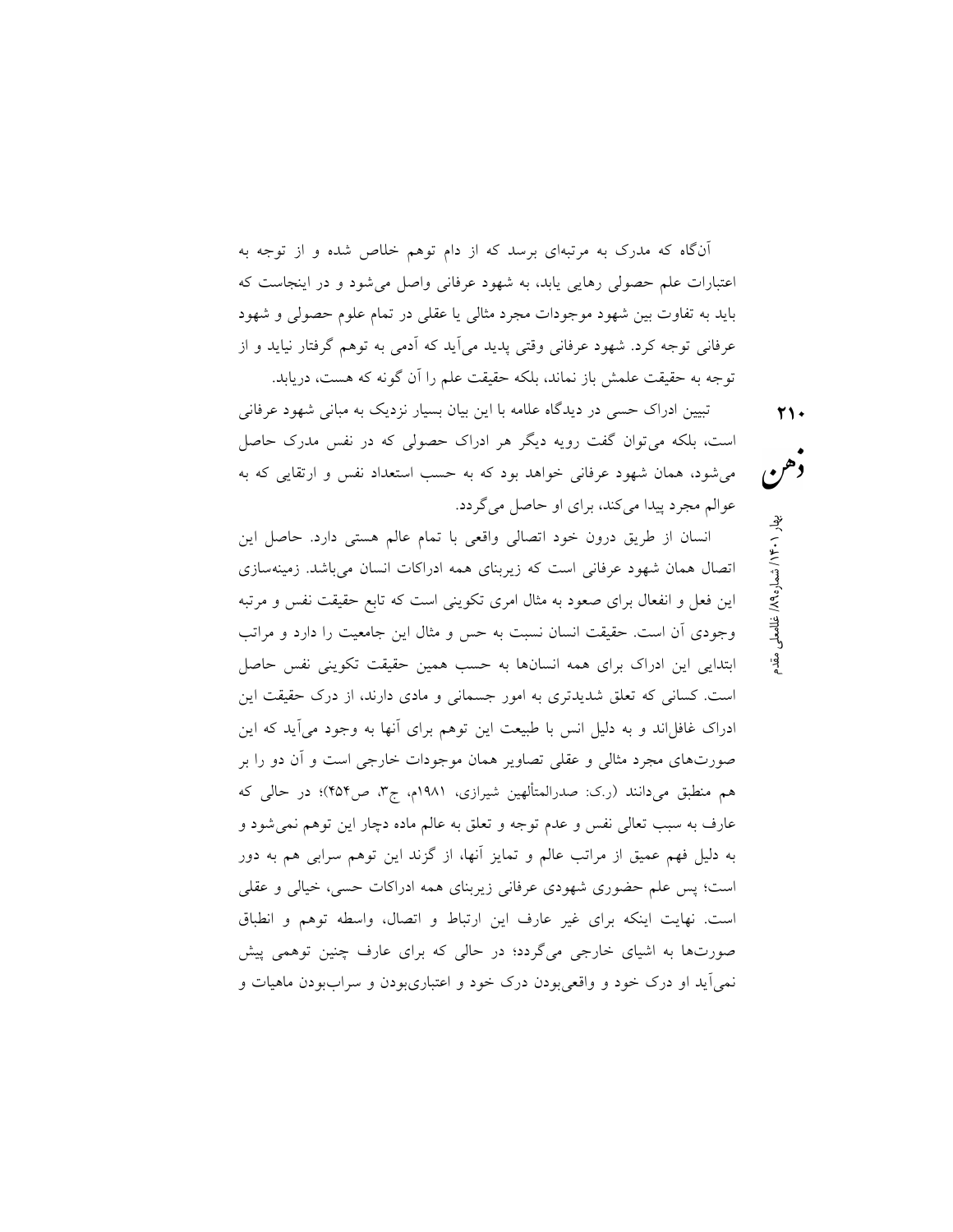آن‌گاه که مدرک به مرتبه‌ای برسد که از دام توهم خلاص شده و از توجه به اعتبارات علم حصولی رهایی یابد، به شهود عرفانی واصل می‌شود و در اینجاست که باید به تفاوت بین شهود موجودات مجرد مثالی یا عقلی در تمام علوم حصولی و شهود عرفانی توجه کرد. شهود عرفانی وقتی پدید می‌آید که آدمی به توهم گرفتار نیاید و از توجه به حقیقت علمش باز نماند، بلکه حقیقت علم را آن گونه که هست، دریابد.

تبیین ادراک حسی در دیدگاه علامه با این بیان بسیار نزدیک به مبانی شهود عرفانی است، بلکه می‌توان گفت رویه دیگر هر ادراک حصولی که در نفس مدرک حاصل می‌شود، همان شهود عرفانی خواهد بود که به حسب استعداد نفس و ارتقایی که به عوالم مجرد پیدا می‌کند، برای او حاصل می‌گردد.

انسان از طریق درون خود اتصالی واقعی با تمام عالم هستی دارد. حاصل این اتصال همان شهود عرفانی است که زیربنای همه ادراکات انسان می‌باشد. زمینه‌سازی این فعل و انفعال برای صعود به مثال امری تکوینی است که تابع حقیقت نفس و مرتبه وجودی آن است. حقیقت انسان نسبت به حس و مثال این جامعیت را دارد و مراتب ابتدایی این ادراک برای همه انسان‌ها به حسب همین حقیقت تکوینی نفس حاصل است. کسانی که تعلق شدیدتری به امور جسمانی و مادی دارند، از درک حقیقت این ادراک غافل‌اند و به دلیل انس با طبیعت این توهم برای آنها به وجود می‌آید که این صورت‌های مجرد مثالی و عقلی تصاویر همان موجودات خارجی است و آن دو را بر هم منطبق می‌دانند (ر.ک: صدرالمتألهین شیرازی، ۱۹۸۱م، ج۳، ص۴۵۴)؛ در حالی که عارف به سبب تعالی نفس و عدم توجه و تعلق به عالم ماده دچار این توهم نمی‌شود و به دلیل فهم عمیق از مراتب عالم و تمایز آنها، از گزند این توهم سرابی هم به دور است؛ پس علم حضوری شهودی عرفانی زیربنای همه ادراکات حسی، خیالی و عقلی است. نهایت اینکه برای غیر عارف این ارتباط و اتصال، واسطه توهم و انطباق صورت‌ها به اشیای خارجی می‌گردد؛ در حالی که برای عارف چنین توهمی پیش نمی‌آید او درک خود و واقعی‌بودن درک خود و اعتباری‌بودن و سراب‌بودن ماهیات و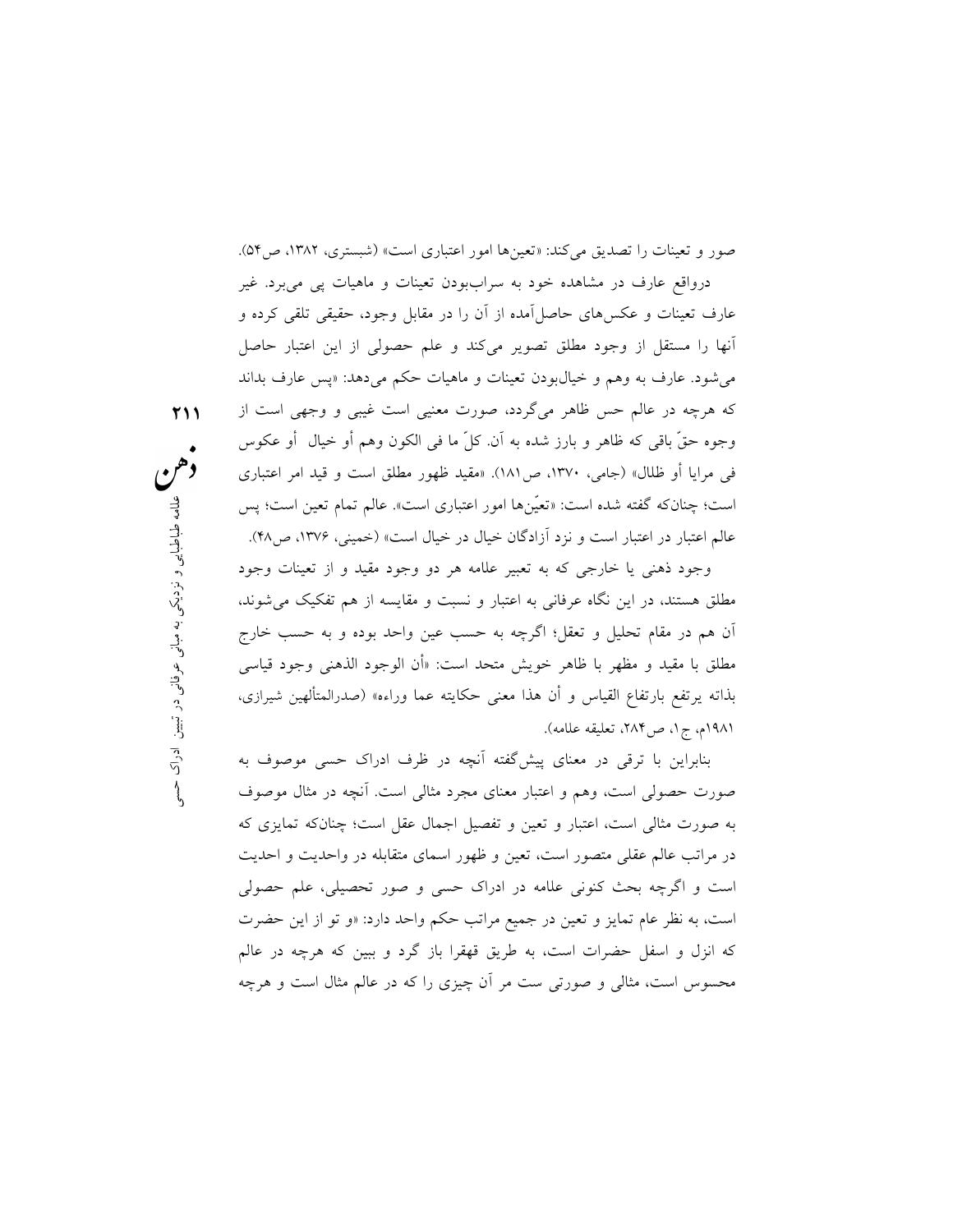صور و تعینات را تصدیق می‌کند: «تعین‌ها امور اعتباری است» (شبستری، ۱۳۸۲، ص۵۴).

درواقع عارف در مشاهده خود به سراب‌بودن تعینات و ماهیات پی می‌برد. غیر عارف تعینات و عکس‌های حاصل‌آمده از آن را در مقابل وجود، حقیقی تلقی کرده و آنها را مستقل از وجود مطلق تصویر می‌کند و علم حصولی از این اعتبار حاصل می‌شود. عارف به وهم و خیال‌بودن تعینات و ماهیات حکم می‌دهد: «پس عارف بداند که هرچه در عالم حس ظاهر می‌گردد، صورت معنیی است غیبی و وجهی است از وجوه حقّ باقی که ظاهر و بارز شده به آن. کلّ ما فی الکون وهم أو خیال أو عکوس فی مرایا أو ظلال» (جامی، ۱۳۷۰، ص۱۸۱). «مقید ظهور مطلق است و قید امر اعتباری است؛ چنان‌که گفته شده است: «تعیّن‌ها امور اعتباری است». عالم تمام تعین است؛ پس عالم اعتبار در اعتبار است و نزد آزادگان خیال در خیال است» (خمینی، ۱۳۷۶، ص۴۸).

وجود ذهنی یا خارجی که به تعبیر علامه هر دو وجود مقید و از تعینات وجود مطلق هستند، در این نگاه عرفانی به اعتبار و نسبت و مقایسه از هم تفکیک می‌شوند، آن هم در مقام تحلیل و تعقل؛ اگرچه به حسب عین واحد بوده و به حسب خارج مطلق با مقید و مظهر با ظاهر خویش متحد است: «أن الوجود الذهنی وجود قیاسی بذاته یرتفع بارتفاع القیاس و أن هذا معنی حکایته عما وراءه» (صدرالمتألهین شیرازی، ۱۹۸۱م، ج۱، ص۲۸۴، تعلیقه علامه).

بنابراین با ترقی در معنای پیش‌گفته آنچه در ظرف ادراک حسی موصوف به صورت حصولی است، وهم و اعتبار معنای مجرد مثالی است. آنچه در مثال موصوف به صورت مثالی است، اعتبار و تعین و تفصیل اجمال عقل است؛ چنان‌که تمایزی که در مراتب عالم عقلی متصور است، تعین و ظهور اسمای متقابله در واحدیت و احدیت است و اگرچه بحث کنونی علامه در ادراک حسی و صور تحصیلی، علم حصولی است، به نظر عام تمایز و تعین در جمیع مراتب حکم واحد دارد: «و تو از این حضرت که انزل و اسفل حضرات است، به طریق قهقرا باز گرد و ببین که هرچه در عالم محسوس است، مثالی و صورتی ست مر آن چیزی را که در عالم مثال است و هرچه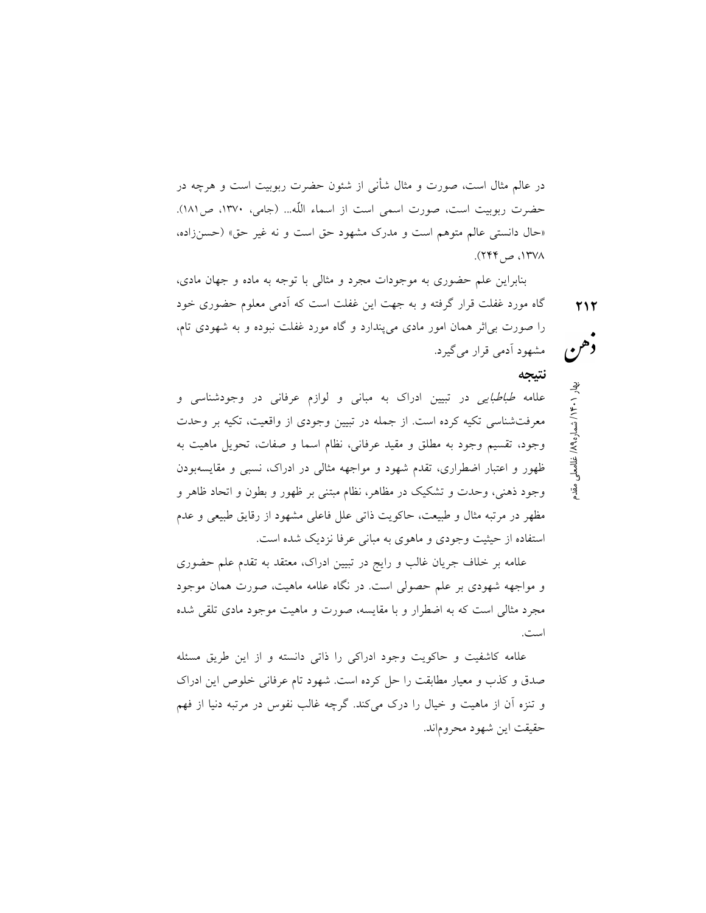در عالم مثال است، صورت و مثال شأنی از شئون حضرت ربوبیت است و هرچه در حضرت ربوبیت است، صورت اسمی است از اسماء اللّه... (جامی، ۱۳۷۰، ص۱۸۱). «حال دانستی عالم متوهم است و مدرک مشهود حق است و نه غیر حق» (حسن‌زاده، ۱۳۷۸، ص۲۴۴).

بنابراین علم حضوری به موجودات مجرد و مثالی با توجه به ماده و جهان مادی، گاه مورد غفلت قرار گرفته و به جهت این غفلت است که آدمی معلوم حضوری خود را صورت بی‌اثر همان امور مادی می‌پندارد و گاه مورد غفلت نبوده و به شهودی تام، مشهود آدمی قرار می‌گیرد.

## نتیجه

علامه *طباطبایی* در تبیین ادراک به مبانی و لوازم عرفانی در وجودشناسی و معرفت‌شناسی تکیه کرده است. از جمله در تبیین وجودی از واقعیت، تکیه بر وحدت وجود، تقسیم وجود به مطلق و مقید عرفانی، نظام اسما و صفات، تحویل ماهیت به ظهور و اعتبار اضطراری، تقدم شهود و مواجهه مثالی در ادراک، نسبی و مقایسه‌بودن وجود ذهنی، وحدت و تشکیک در مظاهر، نظام مبتنی بر ظهور و بطون و اتحاد ظاهر و مظهر در مرتبه مثال و طبیعت، حاکویت ذاتی علل فاعلی مشهود از رقایق طبیعی و عدم استفاده از حیثیت وجودی و ماهوی به مبانی عرفا نزدیک شده است.

علامه بر خلاف جریان غالب و رایج در تبیین ادراک، معتقد به تقدم علم حضوری و مواجهه شهودی بر علم حصولی است. در نگاه علامه ماهیت، صورت همان موجود مجرد مثالی است که به اضطرار و با مقایسه، صورت و ماهیت موجود مادی تلقی شده است.

علامه کاشفیت و حاکویت وجود ادراکی را ذاتی دانسته و از این طریق مسئله صدق و کذب و معیار مطابقت را حل کرده است. شهود تام عرفانی خلوص این ادراک و تنزه آن از ماهیت و خیال را درک می‌کند. گرچه غالب نفوس در مرتبه دنیا از فهم حقیقت این شهود محروم‌اند.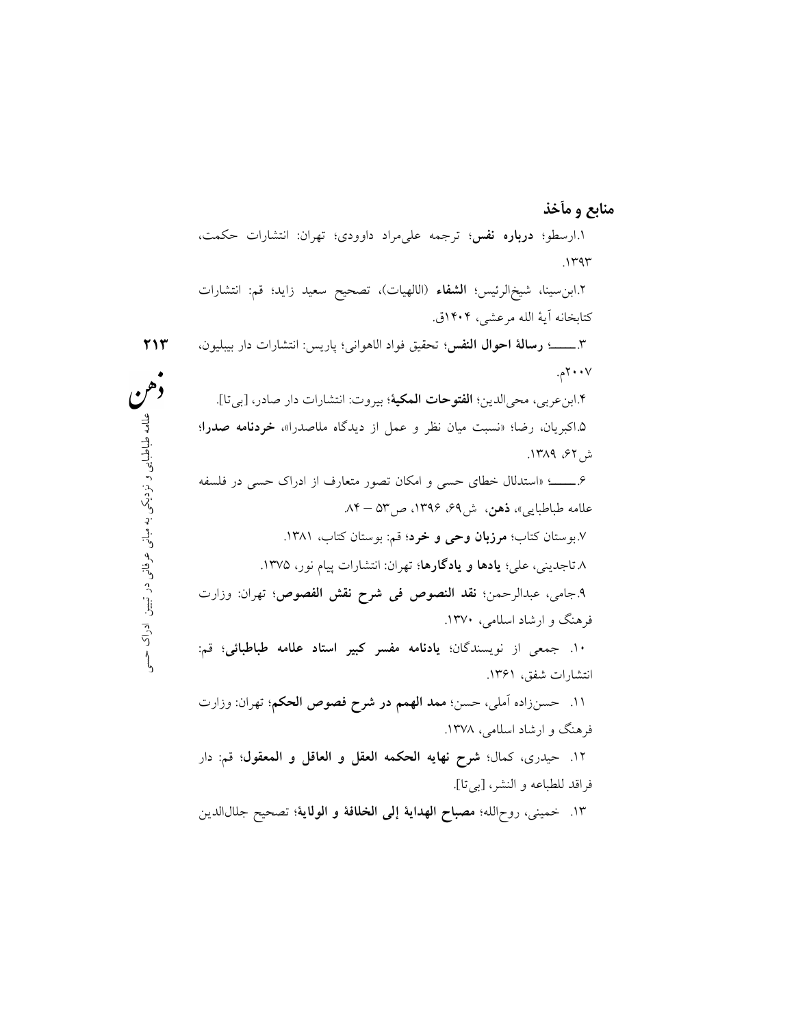## منابع و مآخذ

۱.ارسطو؛ **درباره نفس**؛ ترجمه علی‌مراد داوودی؛ تهران: انتشارات حکمت، ۱۳۹۳.

۲.ابن‌سینا، شیخ‌الرئیس؛ **الشفاء** (الالهیات)، تصحیح سعید زاید؛ قم: انتشارات کتابخانه آیة الله مرعشی، ۱۴۰۴ق.

۳.ـــــــ؛ **رسالة احوال النفس**؛ تحقیق فواد الاهوانی؛ پاریس: انتشارات دار بیبلیون، ۲۰۰۷م.

۴.ابن‌عربی، محی‌الدین؛ **الفتوحات المکیة**؛ بیروت: انتشارات دار صادر، [بی‌تا].

۵.اکبریان، رضا؛ «نسبت میان نظر و عمل از دیدگاه ملاصدرا»، **خردنامه صدرا**؛ ش۶۲، ۱۳۸۹.

۶.ـــــــ؛ «استدلال خطای حسی و امکان تصور متعارف از ادراک حسی در فلسفه علامه طباطبایی»، **ذهن**، ش۶۹، ۱۳۹۶، ص۵۳ – ۸۴.

۷.بوستان کتاب؛ **مرزبان وحی و خرد**؛ قم: بوستان کتاب، ۱۳۸۱.

۸.تاجدینی، علی؛ **یادها و یادگارها**؛ تهران: انتشارات پیام نور، ۱۳۷۵.

۹.جامی، عبدالرحمن؛ **نقد النصوص فی شرح نقش الفصوص**؛ تهران: وزارت فرهنگ و ارشاد اسلامی، ۱۳۷۰.

۱۰. جمعی از نویسندگان؛ **یادنامه مفسر کبیر استاد علامه طباطبائی**؛ قم: انتشارات شفق، ۱۳۶۱.

۱۱. حسن‌زاده آملی، حسن؛ **ممد الهمم در شرح فصوص الحکم**؛ تهران: وزارت فرهنگ و ارشاد اسلامی، ۱۳۷۸.

۱۲. حیدری، کمال؛ **شرح نهایه الحکمه العقل و العاقل و المعقول**؛ قم: دار فراقد للطباعه و النشر، [بی‌تا].

۱۳. خمینی، روح‌الله؛ **مصباح الهدایة إلی الخلافة و الولایة**؛ تصحیح جلال‌الدین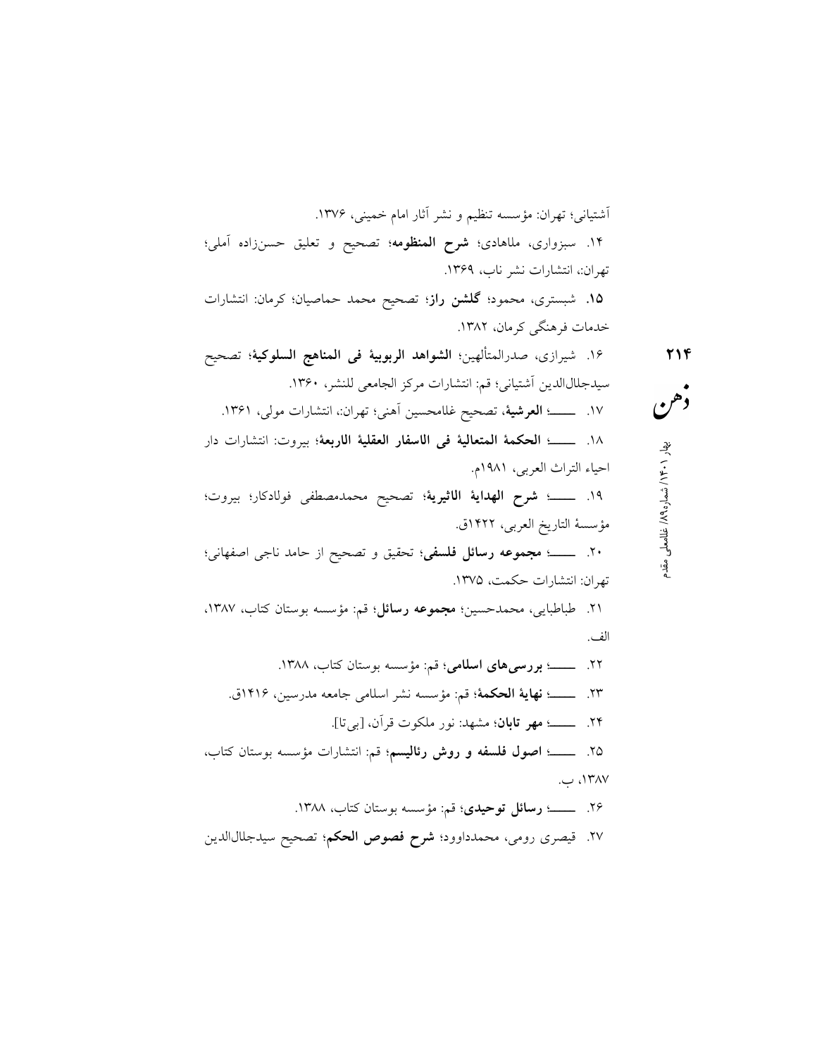آشتیانی؛ تهران: مؤسسه تنظیم و نشر آثار امام خمینی، ۱۳۷۶.

۱۴. سبزواری، ملاهادی؛ **شرح المنظومه**؛ تصحیح و تعلیق حسن‌زاده آملی؛ تهران:، انتشارات نشر ناب، ۱۳۶۹.

**۱۵.** شبستری، محمود؛ **گلشن راز**؛ تصحیح محمد حماصیان؛ کرمان: انتشارات خدمات فرهنگی کرمان، ۱۳۸۲.

۱۶. شیرازی، صدرالمتألهین؛ **الشواهد الربوبیة فی المناهج السلوکیة**؛ تصحیح سیدجلال‌الدین آشتیانی؛ قم: انتشارات مرکز الجامعی للنشر، ۱۳۶۰.

۱۷. ـــــ؛ **العرشیة**، تصحیح غلامحسین آهنی؛ تهران:، انتشارات مولی، ۱۳۶۱.

۱۸. ـــــ؛ **الحکمة المتعالیة فی الاسفار العقلیة الاربعة**؛ بیروت: انتشارات دار احیاء التراث العربی، ۱۹۸۱م.

۱۹. ـــــ؛ **شرح الهدایة الاثیریة**؛ تصحیح محمدمصطفی فولادکار؛ بیروت؛ مؤسسة التاریخ العربی، ۱۴۲۲ق.

۲۰. ـــــ؛ **مجموعه رسائل فلسفی**؛ تحقیق و تصحیح از حامد ناجی اصفهانی؛ تهران: انتشارات حکمت، ۱۳۷۵.

۲۱. طباطبایی، محمدحسین؛ **مجموعه رسائل**؛ قم: مؤسسه بوستان کتاب، ۱۳۸۷، الف.

۲۲. ـــــ؛ **بررسی‌های اسلامی**؛ قم: مؤسسه بوستان کتاب، ۱۳۸۸.

۲۳. ـــــ؛ **نهایة الحکمة**؛ قم: مؤسسه نشر اسلامی جامعه مدرسین، ۱۴۱۶ق.

۲۴. ـــــ؛ **مهر تابان**؛ مشهد: نور ملکوت قرآن، [بی‌تا].

۲۵. ـــــ؛ **اصول فلسفه و روش رئالیسم**؛ قم: انتشارات مؤسسه بوستان کتاب، ۱۳۸۷، ب.

۲۶. ـــــ؛ **رسائل توحیدی**؛ قم: مؤسسه بوستان کتاب، ۱۳۸۸.

۲۷. قیصری رومی، محمدداوود؛ **شرح فصوص الحکم**؛ تصحیح سیدجلال‌الدین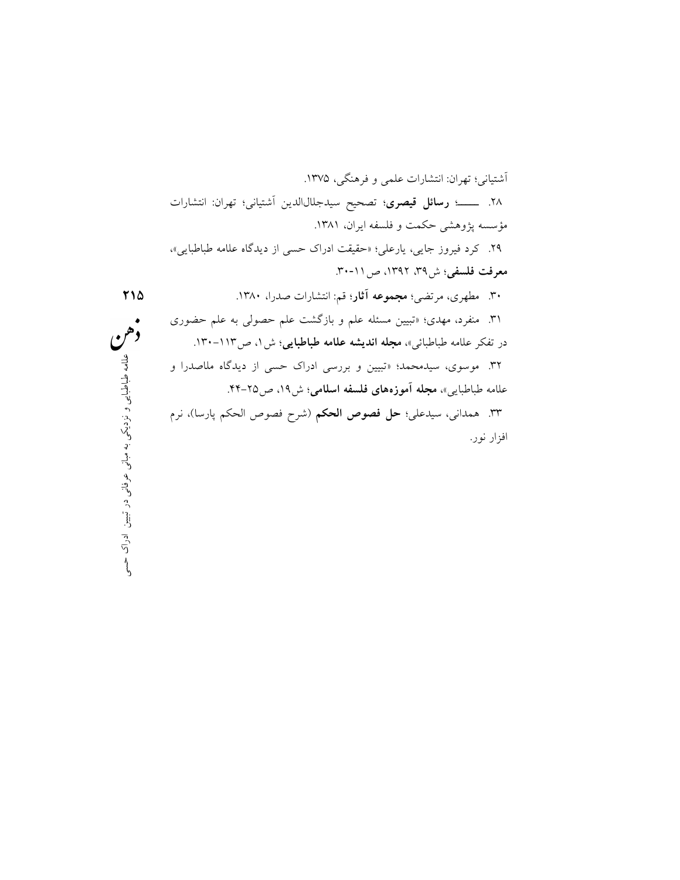آشتیانی؛ تهران: انتشارات علمی و فرهنگی، ۱۳۷۵.

۲۸. ـــــ؛ **رسائل قیصری**؛ تصحیح سیدجلال‌الدین آشتیانی؛ تهران: انتشارات مؤسسه پژوهشی حکمت و فلسفه ایران، ۱۳۸۱.

۲۹. کرد فیروز جایی، یارعلی؛ «حقیقت ادراک حسی از دیدگاه علامه طباطبایی»، **معرفت فلسفی**؛ ش۳۹، ۱۳۹۲، ص۱۱-۳۰.

۳۰. مطهری، مرتضی؛ **مجموعه آثار**؛ قم: انتشارات صدرا، ۱۳۸۰.

۳۱. منفرد، مهدی؛ «تبیین مسئله علم و بازگشت علم حصولی به علم حضوری در تفکر علامه طباطبائی»، **مجله اندیشه علامه طباطبایی**؛ ش۱، ص۱۱۳-۱۳۰.

۳۲. موسوی، سیدمحمد؛ «تبیین و بررسی ادراک حسی از دیدگاه ملاصدرا و علامه طباطبایی»، **مجله آموزه‌های فلسفه اسلامی**؛ ش۱۹، ص۲۵-۴۴.

۳۳. همدانی، سیدعلی؛ **حل فصوص الحکم** (شرح فصوص الحکم پارسا)، نرم افزار نور.